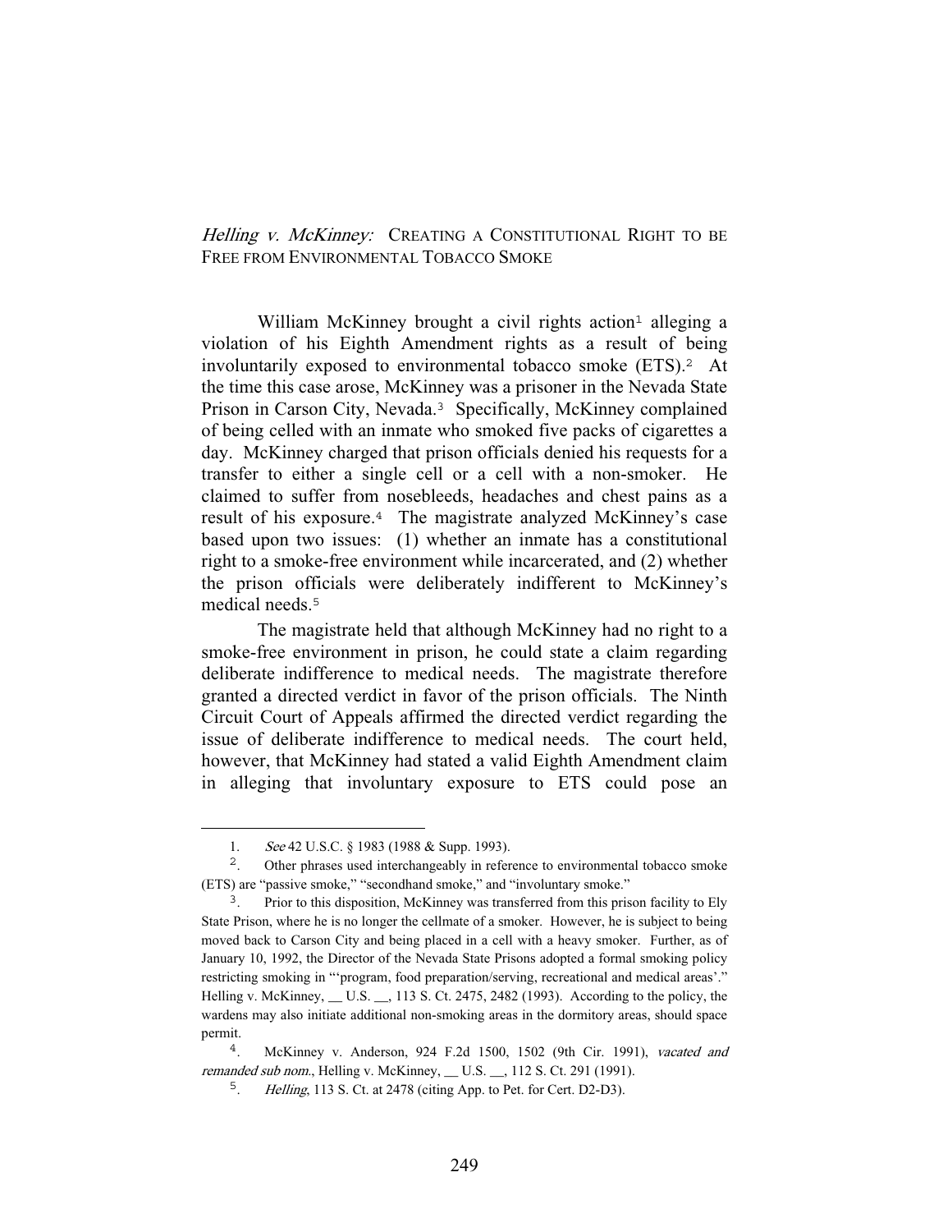# *Helling v. McKinney:* CREATING A CONSTITUTIONAL RIGHT TO BE FREE FROM ENVIRONMENTAL TOBACCO SMOKE

William McKinney brought a civil rights action[1] alleging a violation of his Eighth Amendment rights as a result of being involuntarily exposed to environmental tobacco smoke (ETS).[2] At the time this case arose, McKinney was a prisoner in the Nevada State Prison in Carson City, Nevada.[3] Specifically, McKinney complained of being celled with an inmate who smoked five packs of cigarettes a day. McKinney charged that prison officials denied his requests for a transfer to either a single cell or a cell with a non-smoker. He claimed to suffer from nosebleeds, headaches and chest pains as a result of his exposure.[4] The magistrate analyzed McKinney's case based upon two issues: (1) whether an inmate has a constitutional right to a smoke-free environment while incarcerated, and (2) whether the prison officials were deliberately indifferent to McKinney's medical needs.[5]

The magistrate held that although McKinney had no right to a smoke-free environment in prison, he could state a claim regarding deliberate indifference to medical needs. The magistrate therefore granted a directed verdict in favor of the prison officials. The Ninth Circuit Court of Appeals affirmed the directed verdict regarding the issue of deliberate indifference to medical needs. The court held, however, that McKinney had stated a valid Eighth Amendment claim in alleging that involuntary exposure to ETS could pose an

---

1. *See* 42 U.S.C. § 1983 (1988 & Supp. 1993).

2. Other phrases used interchangeably in reference to environmental tobacco smoke (ETS) are "passive smoke," "secondhand smoke," and "involuntary smoke."

3. Prior to this disposition, McKinney was transferred from this prison facility to Ely State Prison, where he is no longer the cellmate of a smoker. However, he is subject to being moved back to Carson City and being placed in a cell with a heavy smoker. Further, as of January 10, 1992, the Director of the Nevada State Prisons adopted a formal smoking policy restricting smoking in "'program, food preparation/serving, recreational and medical areas'." Helling v. McKinney, __ U.S. __, 113 S. Ct. 2475, 2482 (1993). According to the policy, the wardens may also initiate additional non-smoking areas in the dormitory areas, should space permit.

4. McKinney v. Anderson, 924 F.2d 1500, 1502 (9th Cir. 1991), *vacated and remanded sub nom.*, Helling v. McKinney, __ U.S. __, 112 S. Ct. 291 (1991).

5. *Helling*, 113 S. Ct. at 2478 (citing App. to Pet. for Cert. D2-D3).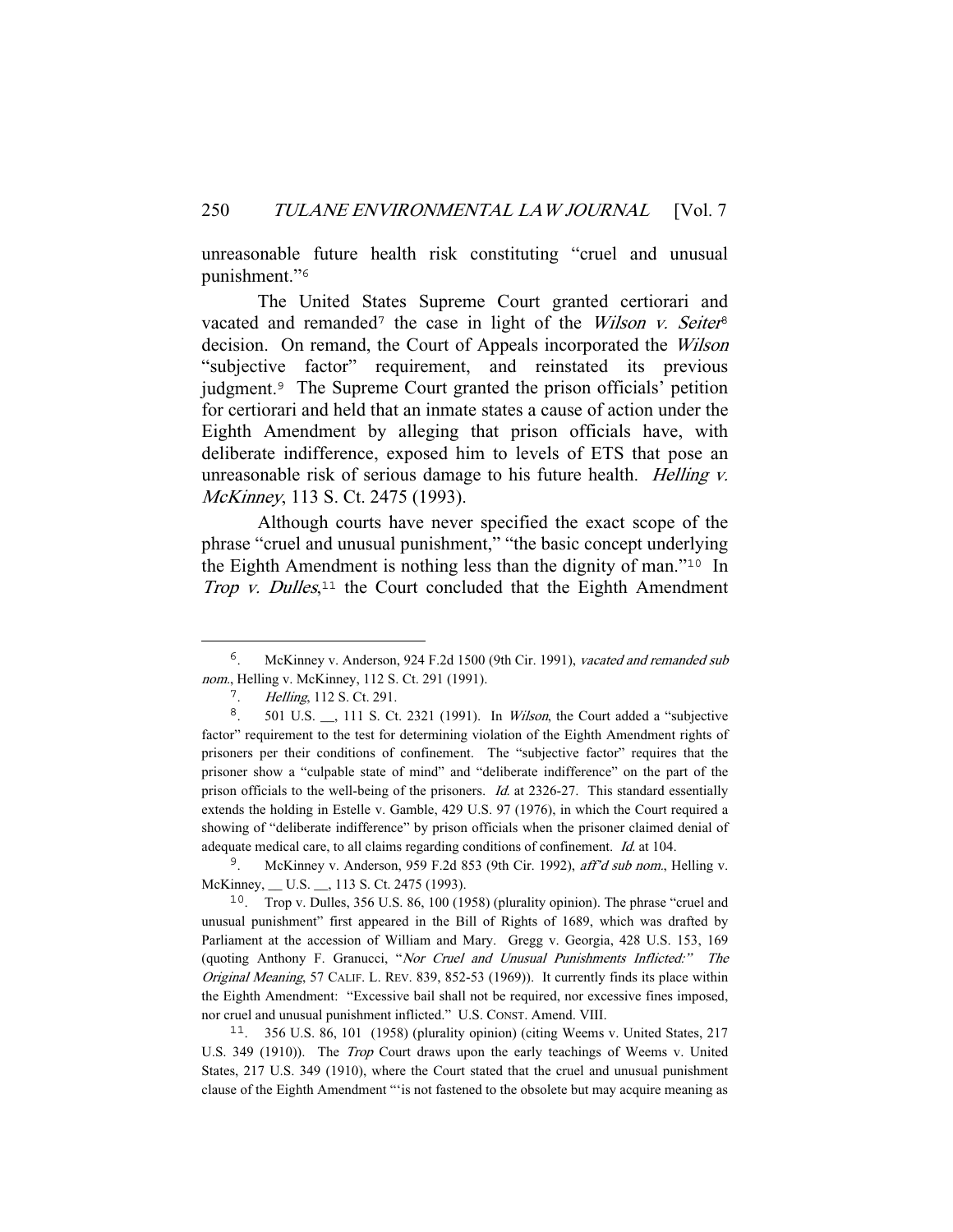unreasonable future health risk constituting "cruel and unusual punishment."[6]

The United States Supreme Court granted certiorari and vacated and remanded[7] the case in light of the *Wilson v. Seiter*[8] decision. On remand, the Court of Appeals incorporated the *Wilson* "subjective factor" requirement, and reinstated its previous judgment.[9] The Supreme Court granted the prison officials' petition for certiorari and held that an inmate states a cause of action under the Eighth Amendment by alleging that prison officials have, with deliberate indifference, exposed him to levels of ETS that pose an unreasonable risk of serious damage to his future health. *Helling v. McKinney*, 113 S. Ct. 2475 (1993).

Although courts have never specified the exact scope of the phrase "cruel and unusual punishment," "the basic concept underlying the Eighth Amendment is nothing less than the dignity of man."[10] In *Trop v. Dulles*,[11] the Court concluded that the Eighth Amendment

---

6. McKinney v. Anderson, 924 F.2d 1500 (9th Cir. 1991), *vacated and remanded sub nom.*, Helling v. McKinney, 112 S. Ct. 291 (1991).

7. *Helling*, 112 S. Ct. 291.

8. 501 U.S. __, 111 S. Ct. 2321 (1991). In *Wilson*, the Court added a "subjective factor" requirement to the test for determining violation of the Eighth Amendment rights of prisoners per their conditions of confinement. The "subjective factor" requires that the prisoner show a "culpable state of mind" and "deliberate indifference" on the part of the prison officials to the well-being of the prisoners. *Id.* at 2326-27. This standard essentially extends the holding in Estelle v. Gamble, 429 U.S. 97 (1976), in which the Court required a showing of "deliberate indifference" by prison officials when the prisoner claimed denial of adequate medical care, to all claims regarding conditions of confinement. *Id.* at 104.

9. McKinney v. Anderson, 959 F.2d 853 (9th Cir. 1992), *aff'd sub nom.*, Helling v. McKinney, __ U.S. __, 113 S. Ct. 2475 (1993).

10. Trop v. Dulles, 356 U.S. 86, 100 (1958) (plurality opinion). The phrase "cruel and unusual punishment" first appeared in the Bill of Rights of 1689, which was drafted by Parliament at the accession of William and Mary. Gregg v. Georgia, 428 U.S. 153, 169 (quoting Anthony F. Granucci, "*Nor Cruel and Unusual Punishments Inflicted:" The Original Meaning*, 57 CALIF. L. REV. 839, 852-53 (1969)). It currently finds its place within the Eighth Amendment: "Excessive bail shall not be required, nor excessive fines imposed, nor cruel and unusual punishment inflicted." U.S. CONST. Amend. VIII.

11. 356 U.S. 86, 101 (1958) (plurality opinion) (citing Weems v. United States, 217 U.S. 349 (1910)). The *Trop* Court draws upon the early teachings of Weems v. United States, 217 U.S. 349 (1910), where the Court stated that the cruel and unusual punishment clause of the Eighth Amendment "'is not fastened to the obsolete but may acquire meaning as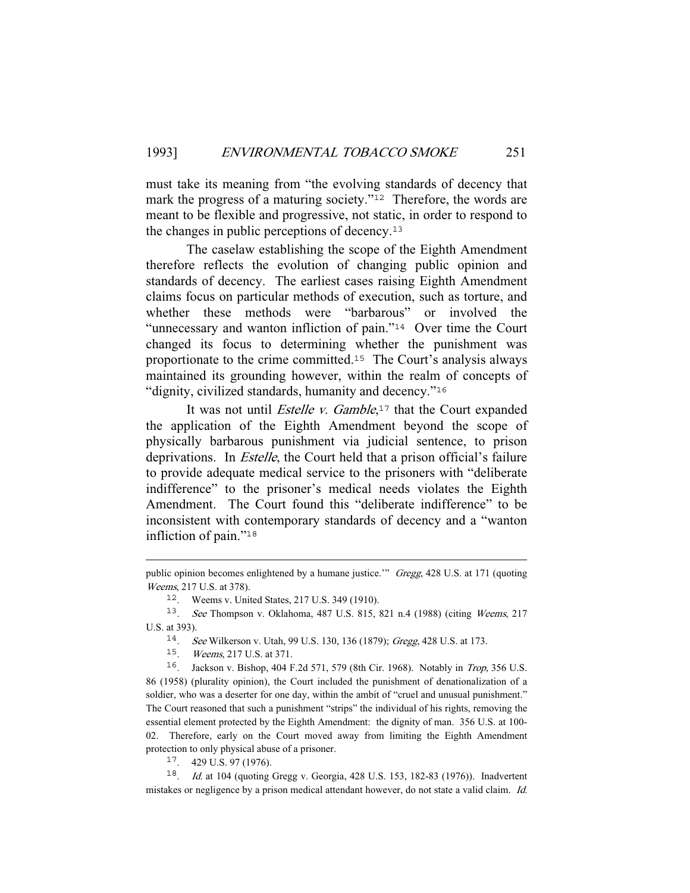must take its meaning from "the evolving standards of decency that mark the progress of a maturing society."[12] Therefore, the words are meant to be flexible and progressive, not static, in order to respond to the changes in public perceptions of decency.[13]

The caselaw establishing the scope of the Eighth Amendment therefore reflects the evolution of changing public opinion and standards of decency. The earliest cases raising Eighth Amendment claims focus on particular methods of execution, such as torture, and whether these methods were "barbarous" or involved the "unnecessary and wanton infliction of pain."[14] Over time the Court changed its focus to determining whether the punishment was proportionate to the crime committed.[15] The Court's analysis always maintained its grounding however, within the realm of concepts of "dignity, civilized standards, humanity and decency."[16]

It was not until *Estelle v. Gamble*,[17] that the Court expanded the application of the Eighth Amendment beyond the scope of physically barbarous punishment via judicial sentence, to prison deprivations. In *Estelle*, the Court held that a prison official's failure to provide adequate medical service to the prisoners with "deliberate indifference" to the prisoner's medical needs violates the Eighth Amendment. The Court found this "deliberate indifference" to be inconsistent with contemporary standards of decency and a "wanton infliction of pain."[18]

---

public opinion becomes enlightened by a humane justice.'" *Gregg*, 428 U.S. at 171 (quoting *Weems*, 217 U.S. at 378).

12. Weems v. United States, 217 U.S. 349 (1910).

13. *See* Thompson v. Oklahoma, 487 U.S. 815, 821 n.4 (1988) (citing *Weems*, 217 U.S. at 393).

14. *See* Wilkerson v. Utah, 99 U.S. 130, 136 (1879); *Gregg*, 428 U.S. at 173.

15. *Weems*, 217 U.S. at 371.

16. Jackson v. Bishop, 404 F.2d 571, 579 (8th Cir. 1968). Notably in *Trop*, 356 U.S. 86 (1958) (plurality opinion), the Court included the punishment of denationalization of a soldier, who was a deserter for one day, within the ambit of "cruel and unusual punishment." The Court reasoned that such a punishment "strips" the individual of his rights, removing the essential element protected by the Eighth Amendment: the dignity of man. 356 U.S. at 100-02. Therefore, early on the Court moved away from limiting the Eighth Amendment protection to only physical abuse of a prisoner.

17. 429 U.S. 97 (1976).

18. *Id.* at 104 (quoting Gregg v. Georgia, 428 U.S. 153, 182-83 (1976)). Inadvertent mistakes or negligence by a prison medical attendant however, do not state a valid claim. *Id.*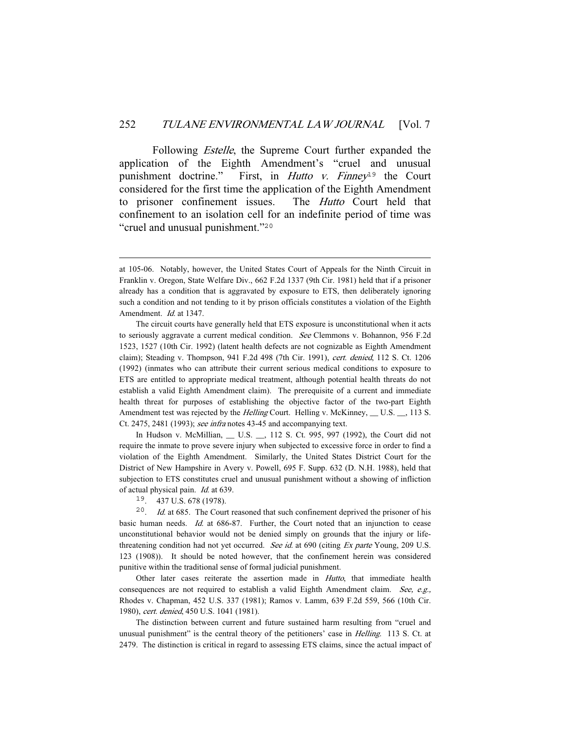Following *Estelle*, the Supreme Court further expanded the application of the Eighth Amendment's "cruel and unusual punishment doctrine." First, in *Hutto v. Finney*[19] the Court considered for the first time the application of the Eighth Amendment to prisoner confinement issues. The *Hutto* Court held that confinement to an isolation cell for an indefinite period of time was "cruel and unusual punishment."[20]

---

at 105-06. Notably, however, the United States Court of Appeals for the Ninth Circuit in Franklin v. Oregon, State Welfare Div., 662 F.2d 1337 (9th Cir. 1981) held that if a prisoner already has a condition that is aggravated by exposure to ETS, then deliberately ignoring such a condition and not tending to it by prison officials constitutes a violation of the Eighth Amendment. *Id.* at 1347.

The circuit courts have generally held that ETS exposure is unconstitutional when it acts to seriously aggravate a current medical condition. *See* Clemmons v. Bohannon, 956 F.2d 1523, 1527 (10th Cir. 1992) (latent health defects are not cognizable as Eighth Amendment claim); Steading v. Thompson, 941 F.2d 498 (7th Cir. 1991), *cert. denied*, 112 S. Ct. 1206 (1992) (inmates who can attribute their current serious medical conditions to exposure to ETS are entitled to appropriate medical treatment, although potential health threats do not establish a valid Eighth Amendment claim). The prerequisite of a current and immediate health threat for purposes of establishing the objective factor of the two-part Eighth Amendment test was rejected by the *Helling* Court. Helling v. McKinney, __ U.S. __, 113 S. Ct. 2475, 2481 (1993); *see infra* notes 43-45 and accompanying text.

In Hudson v. McMillian, __ U.S. __, 112 S. Ct. 995, 997 (1992), the Court did not require the inmate to prove severe injury when subjected to excessive force in order to find a violation of the Eighth Amendment. Similarly, the United States District Court for the District of New Hampshire in Avery v. Powell, 695 F. Supp. 632 (D. N.H. 1988), held that subjection to ETS constitutes cruel and unusual punishment without a showing of infliction of actual physical pain. *Id.* at 639.

19. 437 U.S. 678 (1978).

20. *Id.* at 685. The Court reasoned that such confinement deprived the prisoner of his basic human needs. *Id.* at 686-87. Further, the Court noted that an injunction to cease unconstitutional behavior would not be denied simply on grounds that the injury or life-threatening condition had not yet occurred. *See id.* at 690 (citing *Ex parte* Young, 209 U.S. 123 (1908)). It should be noted however, that the confinement herein was considered punitive within the traditional sense of formal judicial punishment.

Other later cases reiterate the assertion made in *Hutto*, that immediate health consequences are not required to establish a valid Eighth Amendment claim. *See, e.g.,* Rhodes v. Chapman, 452 U.S. 337 (1981); Ramos v. Lamm, 639 F.2d 559, 566 (10th Cir. 1980), *cert. denied*, 450 U.S. 1041 (1981).

The distinction between current and future sustained harm resulting from "cruel and unusual punishment" is the central theory of the petitioners' case in *Helling*. 113 S. Ct. at 2479. The distinction is critical in regard to assessing ETS claims, since the actual impact of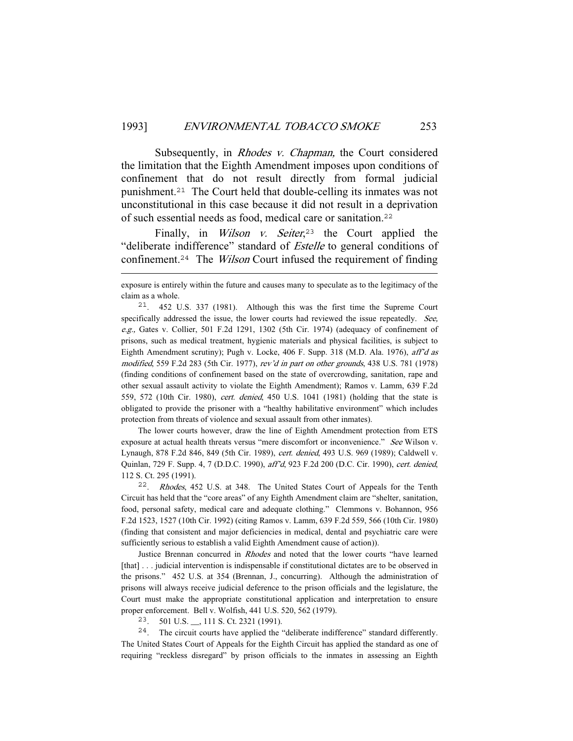Subsequently, in *Rhodes v. Chapman,* the Court considered the limitation that the Eighth Amendment imposes upon conditions of confinement that do not result directly from formal judicial punishment.[21] The Court held that double-celling its inmates was not unconstitutional in this case because it did not result in a deprivation of such essential needs as food, medical care or sanitation.[22]

Finally, in *Wilson v. Seiter*,[23] the Court applied the "deliberate indifference" standard of *Estelle* to general conditions of confinement.[24] The *Wilson* Court infused the requirement of finding

---

exposure is entirely within the future and causes many to speculate as to the legitimacy of the claim as a whole.

21. 452 U.S. 337 (1981). Although this was the first time the Supreme Court specifically addressed the issue, the lower courts had reviewed the issue repeatedly. *See, e.g.,* Gates v. Collier, 501 F.2d 1291, 1302 (5th Cir. 1974) (adequacy of confinement of prisons, such as medical treatment, hygienic materials and physical facilities, is subject to Eighth Amendment scrutiny); Pugh v. Locke, 406 F. Supp. 318 (M.D. Ala. 1976), *aff'd as modified*, 559 F.2d 283 (5th Cir. 1977), *rev'd in part on other grounds*, 438 U.S. 781 (1978) (finding conditions of confinement based on the state of overcrowding, sanitation, rape and other sexual assault activity to violate the Eighth Amendment); Ramos v. Lamm, 639 F.2d 559, 572 (10th Cir. 1980), *cert. denied*, 450 U.S. 1041 (1981) (holding that the state is obligated to provide the prisoner with a "healthy habilitative environment" which includes protection from threats of violence and sexual assault from other inmates).

The lower courts however, draw the line of Eighth Amendment protection from ETS exposure at actual health threats versus "mere discomfort or inconvenience." *See* Wilson v. Lynaugh, 878 F.2d 846, 849 (5th Cir. 1989), *cert. denied*, 493 U.S. 969 (1989); Caldwell v. Quinlan, 729 F. Supp. 4, 7 (D.D.C. 1990), *aff'd*, 923 F.2d 200 (D.C. Cir. 1990), *cert. denied*, 112 S. Ct. 295 (1991).

22. *Rhodes*, 452 U.S. at 348. The United States Court of Appeals for the Tenth Circuit has held that the "core areas" of any Eighth Amendment claim are "shelter, sanitation, food, personal safety, medical care and adequate clothing." Clemmons v. Bohannon, 956 F.2d 1523, 1527 (10th Cir. 1992) (citing Ramos v. Lamm, 639 F.2d 559, 566 (10th Cir. 1980) (finding that consistent and major deficiencies in medical, dental and psychiatric care were sufficiently serious to establish a valid Eighth Amendment cause of action)).

Justice Brennan concurred in *Rhodes* and noted that the lower courts "have learned [that] . . . judicial intervention is indispensable if constitutional dictates are to be observed in the prisons." 452 U.S. at 354 (Brennan, J., concurring). Although the administration of prisons will always receive judicial deference to the prison officials and the legislature, the Court must make the appropriate constitutional application and interpretation to ensure proper enforcement. Bell v. Wolfish, 441 U.S. 520, 562 (1979).

23. 501 U.S. __, 111 S. Ct. 2321 (1991).

24. The circuit courts have applied the "deliberate indifference" standard differently. The United States Court of Appeals for the Eighth Circuit has applied the standard as one of requiring "reckless disregard" by prison officials to the inmates in assessing an Eighth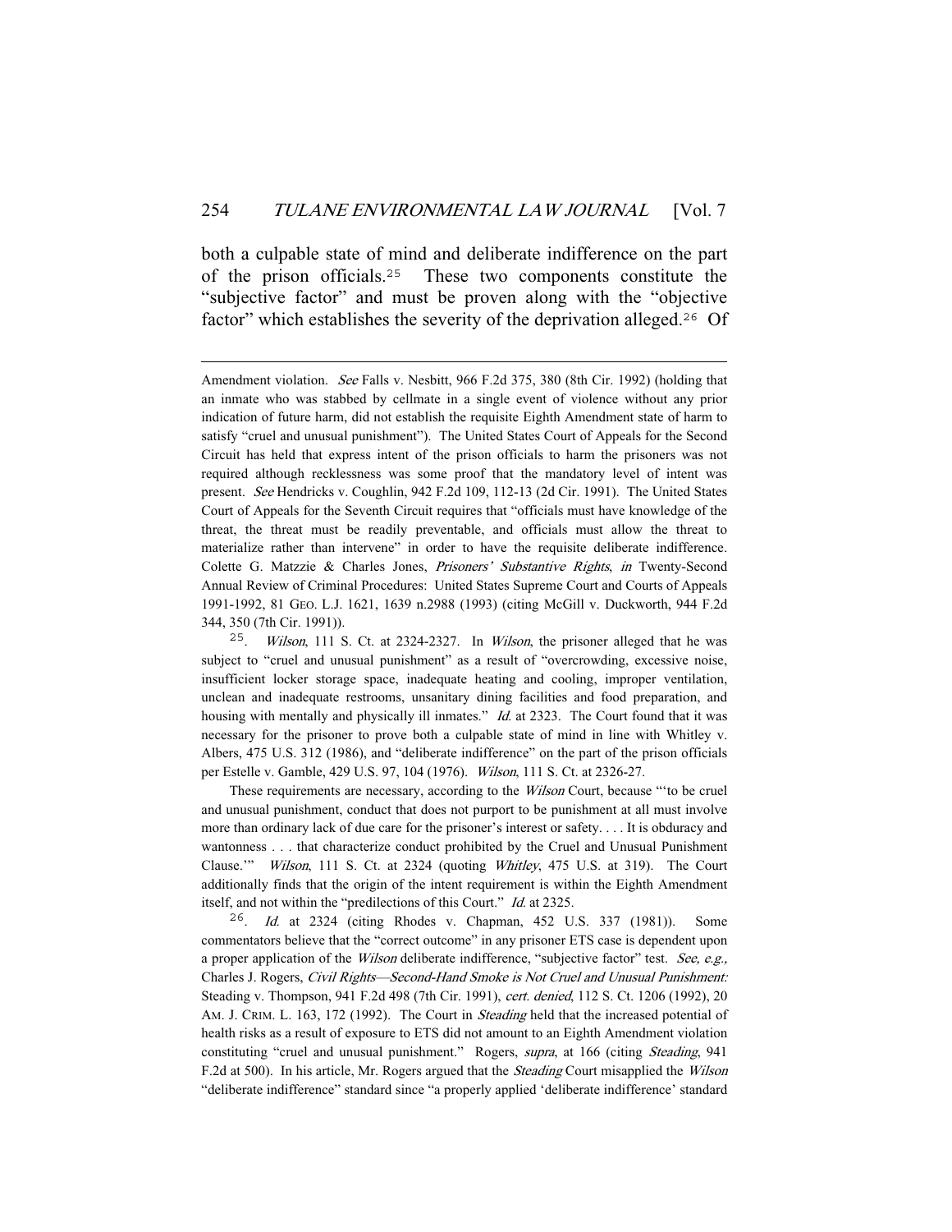both a culpable state of mind and deliberate indifference on the part of the prison officials.[25] These two components constitute the "subjective factor" and must be proven along with the "objective factor" which establishes the severity of the deprivation alleged.[26] Of

---

Amendment violation. *See* Falls v. Nesbitt, 966 F.2d 375, 380 (8th Cir. 1992) (holding that an inmate who was stabbed by cellmate in a single event of violence without any prior indication of future harm, did not establish the requisite Eighth Amendment state of harm to satisfy "cruel and unusual punishment"). The United States Court of Appeals for the Second Circuit has held that express intent of the prison officials to harm the prisoners was not required although recklessness was some proof that the mandatory level of intent was present. *See* Hendricks v. Coughlin, 942 F.2d 109, 112-13 (2d Cir. 1991). The United States Court of Appeals for the Seventh Circuit requires that "officials must have knowledge of the threat, the threat must be readily preventable, and officials must allow the threat to materialize rather than intervene" in order to have the requisite deliberate indifference. Colette G. Matzzie & Charles Jones, *Prisoners' Substantive Rights*, *in* Twenty-Second Annual Review of Criminal Procedures: United States Supreme Court and Courts of Appeals 1991-1992, 81 GEO. L.J. 1621, 1639 n.2988 (1993) (citing McGill v. Duckworth, 944 F.2d 344, 350 (7th Cir. 1991)).

[25]. *Wilson*, 111 S. Ct. at 2324-2327. In *Wilson*, the prisoner alleged that he was subject to "cruel and unusual punishment" as a result of "overcrowding, excessive noise, insufficient locker storage space, inadequate heating and cooling, improper ventilation, unclean and inadequate restrooms, unsanitary dining facilities and food preparation, and housing with mentally and physically ill inmates." *Id.* at 2323. The Court found that it was necessary for the prisoner to prove both a culpable state of mind in line with Whitley v. Albers, 475 U.S. 312 (1986), and "deliberate indifference" on the part of the prison officials per Estelle v. Gamble, 429 U.S. 97, 104 (1976). *Wilson*, 111 S. Ct. at 2326-27.

These requirements are necessary, according to the *Wilson* Court, because "'to be cruel and unusual punishment, conduct that does not purport to be punishment at all must involve more than ordinary lack of due care for the prisoner's interest or safety. . . . It is obduracy and wantonness . . . that characterize conduct prohibited by the Cruel and Unusual Punishment Clause.'" *Wilson*, 111 S. Ct. at 2324 (quoting *Whitley*, 475 U.S. at 319). The Court additionally finds that the origin of the intent requirement is within the Eighth Amendment itself, and not within the "predilections of this Court." *Id.* at 2325.

[26]. *Id.* at 2324 (citing Rhodes v. Chapman, 452 U.S. 337 (1981)). Some commentators believe that the "correct outcome" in any prisoner ETS case is dependent upon a proper application of the *Wilson* deliberate indifference, "subjective factor" test. *See, e.g.*, Charles J. Rogers, *Civil Rights—Second-Hand Smoke is Not Cruel and Unusual Punishment:* Steading v. Thompson, 941 F.2d 498 (7th Cir. 1991), *cert. denied*, 112 S. Ct. 1206 (1992), 20 AM. J. CRIM. L. 163, 172 (1992). The Court in *Steading* held that the increased potential of health risks as a result of exposure to ETS did not amount to an Eighth Amendment violation constituting "cruel and unusual punishment." Rogers, *supra*, at 166 (citing *Steading*, 941 F.2d at 500). In his article, Mr. Rogers argued that the *Steading* Court misapplied the *Wilson* "deliberate indifference" standard since "a properly applied 'deliberate indifference' standard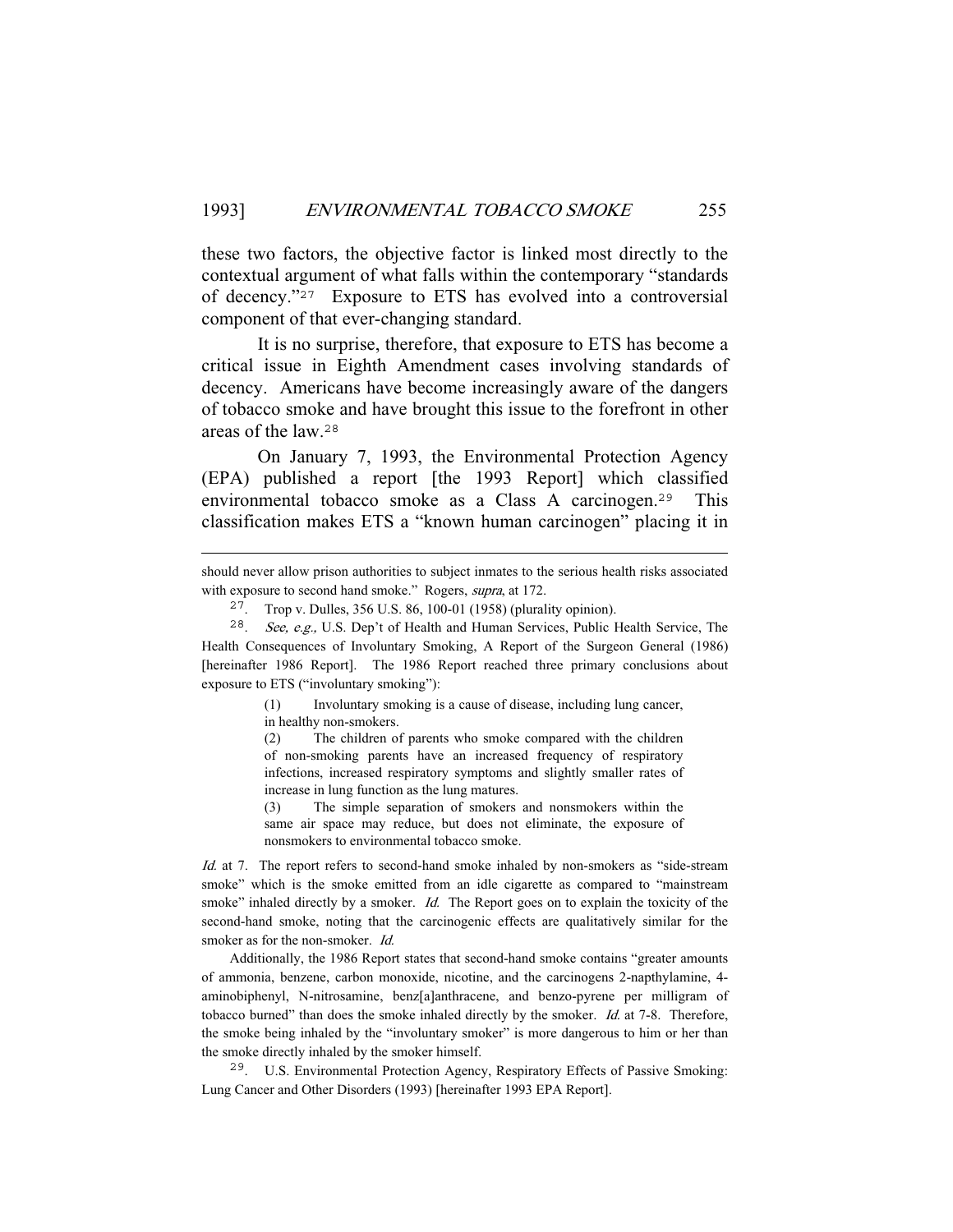these two factors, the objective factor is linked most directly to the contextual argument of what falls within the contemporary "standards of decency."[27] Exposure to ETS has evolved into a controversial component of that ever-changing standard.

It is no surprise, therefore, that exposure to ETS has become a critical issue in Eighth Amendment cases involving standards of decency. Americans have become increasingly aware of the dangers of tobacco smoke and have brought this issue to the forefront in other areas of the law.[28]

On January 7, 1993, the Environmental Protection Agency (EPA) published a report [the 1993 Report] which classified environmental tobacco smoke as a Class A carcinogen.[29] This classification makes ETS a "known human carcinogen" placing it in

---

should never allow prison authorities to subject inmates to the serious health risks associated with exposure to second hand smoke." Rogers, *supra*, at 172.

27. Trop v. Dulles, 356 U.S. 86, 100-01 (1958) (plurality opinion).

28. *See, e.g.,* U.S. Dep't of Health and Human Services, Public Health Service, The Health Consequences of Involuntary Smoking, A Report of the Surgeon General (1986) [hereinafter 1986 Report]. The 1986 Report reached three primary conclusions about exposure to ETS ("involuntary smoking"):

> (1) Involuntary smoking is a cause of disease, including lung cancer, in healthy non-smokers.
>
> (2) The children of parents who smoke compared with the children of non-smoking parents have an increased frequency of respiratory infections, increased respiratory symptoms and slightly smaller rates of increase in lung function as the lung matures.
>
> (3) The simple separation of smokers and nonsmokers within the same air space may reduce, but does not eliminate, the exposure of nonsmokers to environmental tobacco smoke.

*Id.* at 7. The report refers to second-hand smoke inhaled by non-smokers as "side-stream smoke" which is the smoke emitted from an idle cigarette as compared to "mainstream smoke" inhaled directly by a smoker. *Id.* The Report goes on to explain the toxicity of the second-hand smoke, noting that the carcinogenic effects are qualitatively similar for the smoker as for the non-smoker. *Id.*

Additionally, the 1986 Report states that second-hand smoke contains "greater amounts of ammonia, benzene, carbon monoxide, nicotine, and the carcinogens 2-napthylamine, 4-aminobiphenyl, N-nitrosamine, benz[a]anthracene, and benzo-pyrene per milligram of tobacco burned" than does the smoke inhaled directly by the smoker. *Id.* at 7-8. Therefore, the smoke being inhaled by the "involuntary smoker" is more dangerous to him or her than the smoke directly inhaled by the smoker himself.

29. U.S. Environmental Protection Agency, Respiratory Effects of Passive Smoking: Lung Cancer and Other Disorders (1993) [hereinafter 1993 EPA Report].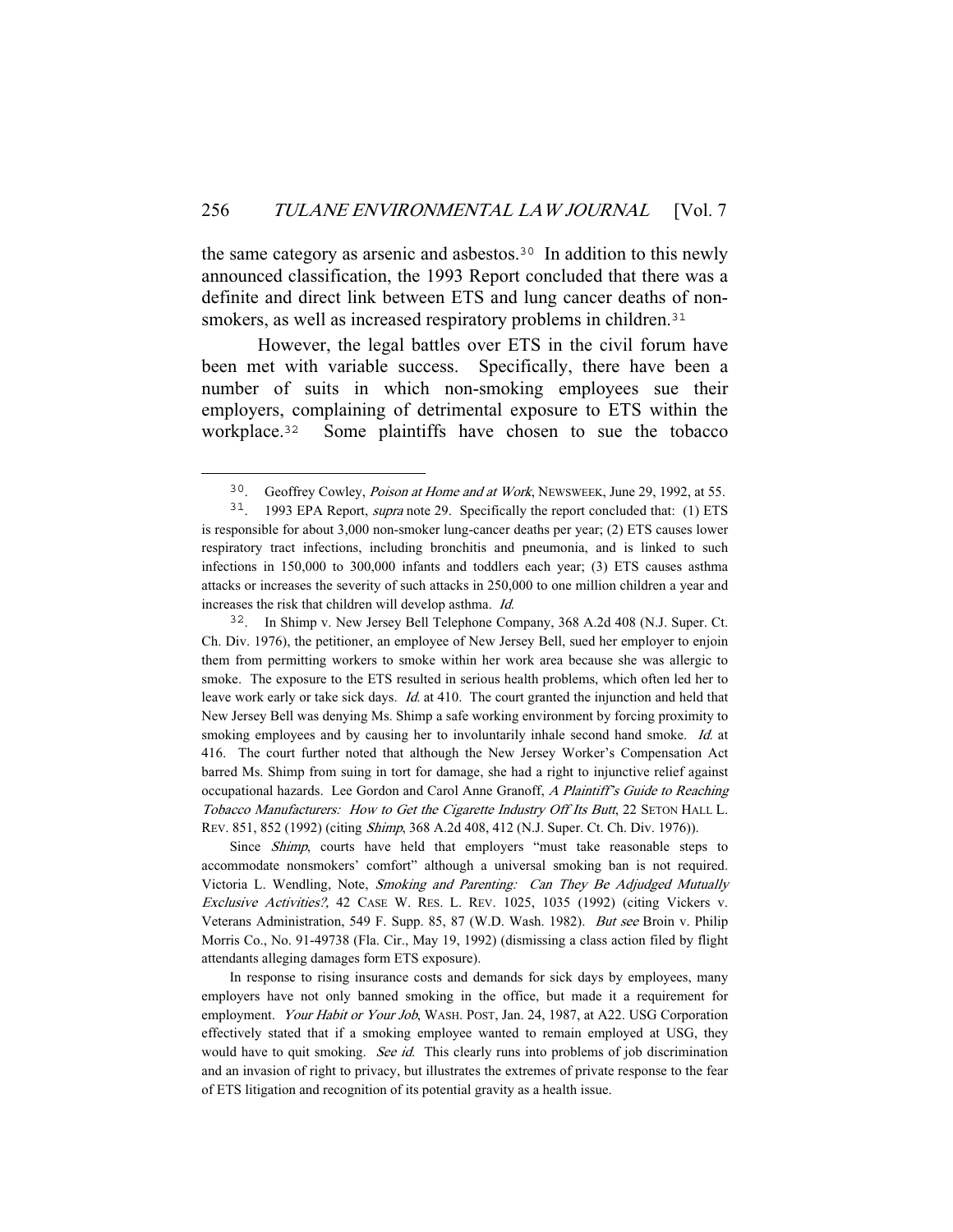the same category as arsenic and asbestos.[30] In addition to this newly announced classification, the 1993 Report concluded that there was a definite and direct link between ETS and lung cancer deaths of non-smokers, as well as increased respiratory problems in children.[31]

However, the legal battles over ETS in the civil forum have been met with variable success. Specifically, there have been a number of suits in which non-smoking employees sue their employers, complaining of detrimental exposure to ETS within the workplace.[32] Some plaintiffs have chosen to sue the tobacco

---

[30]. Geoffrey Cowley, *Poison at Home and at Work*, NEWSWEEK, June 29, 1992, at 55.

[31]. 1993 EPA Report, *supra* note 29. Specifically the report concluded that: (1) ETS is responsible for about 3,000 non-smoker lung-cancer deaths per year; (2) ETS causes lower respiratory tract infections, including bronchitis and pneumonia, and is linked to such infections in 150,000 to 300,000 infants and toddlers each year; (3) ETS causes asthma attacks or increases the severity of such attacks in 250,000 to one million children a year and increases the risk that children will develop asthma. *Id.*

[32]. In Shimp v. New Jersey Bell Telephone Company, 368 A.2d 408 (N.J. Super. Ct. Ch. Div. 1976), the petitioner, an employee of New Jersey Bell, sued her employer to enjoin them from permitting workers to smoke within her work area because she was allergic to smoke. The exposure to the ETS resulted in serious health problems, which often led her to leave work early or take sick days. *Id.* at 410. The court granted the injunction and held that New Jersey Bell was denying Ms. Shimp a safe working environment by forcing proximity to smoking employees and by causing her to involuntarily inhale second hand smoke. *Id.* at 416. The court further noted that although the New Jersey Worker's Compensation Act barred Ms. Shimp from suing in tort for damage, she had a right to injunctive relief against occupational hazards. Lee Gordon and Carol Anne Granoff, *A Plaintiff's Guide to Reaching Tobacco Manufacturers: How to Get the Cigarette Industry Off Its Butt*, 22 SETON HALL L. REV. 851, 852 (1992) (citing *Shimp*, 368 A.2d 408, 412 (N.J. Super. Ct. Ch. Div. 1976)).

Since *Shimp*, courts have held that employers "must take reasonable steps to accommodate nonsmokers' comfort" although a universal smoking ban is not required. Victoria L. Wendling, Note, *Smoking and Parenting: Can They Be Adjudged Mutually Exclusive Activities?*, 42 CASE W. RES. L. REV. 1025, 1035 (1992) (citing Vickers v. Veterans Administration, 549 F. Supp. 85, 87 (W.D. Wash. 1982). *But see* Broin v. Philip Morris Co., No. 91-49738 (Fla. Cir., May 19, 1992) (dismissing a class action filed by flight attendants alleging damages form ETS exposure).

In response to rising insurance costs and demands for sick days by employees, many employers have not only banned smoking in the office, but made it a requirement for employment. *Your Habit or Your Job*, WASH. POST, Jan. 24, 1987, at A22. USG Corporation effectively stated that if a smoking employee wanted to remain employed at USG, they would have to quit smoking. *See id.* This clearly runs into problems of job discrimination and an invasion of right to privacy, but illustrates the extremes of private response to the fear of ETS litigation and recognition of its potential gravity as a health issue.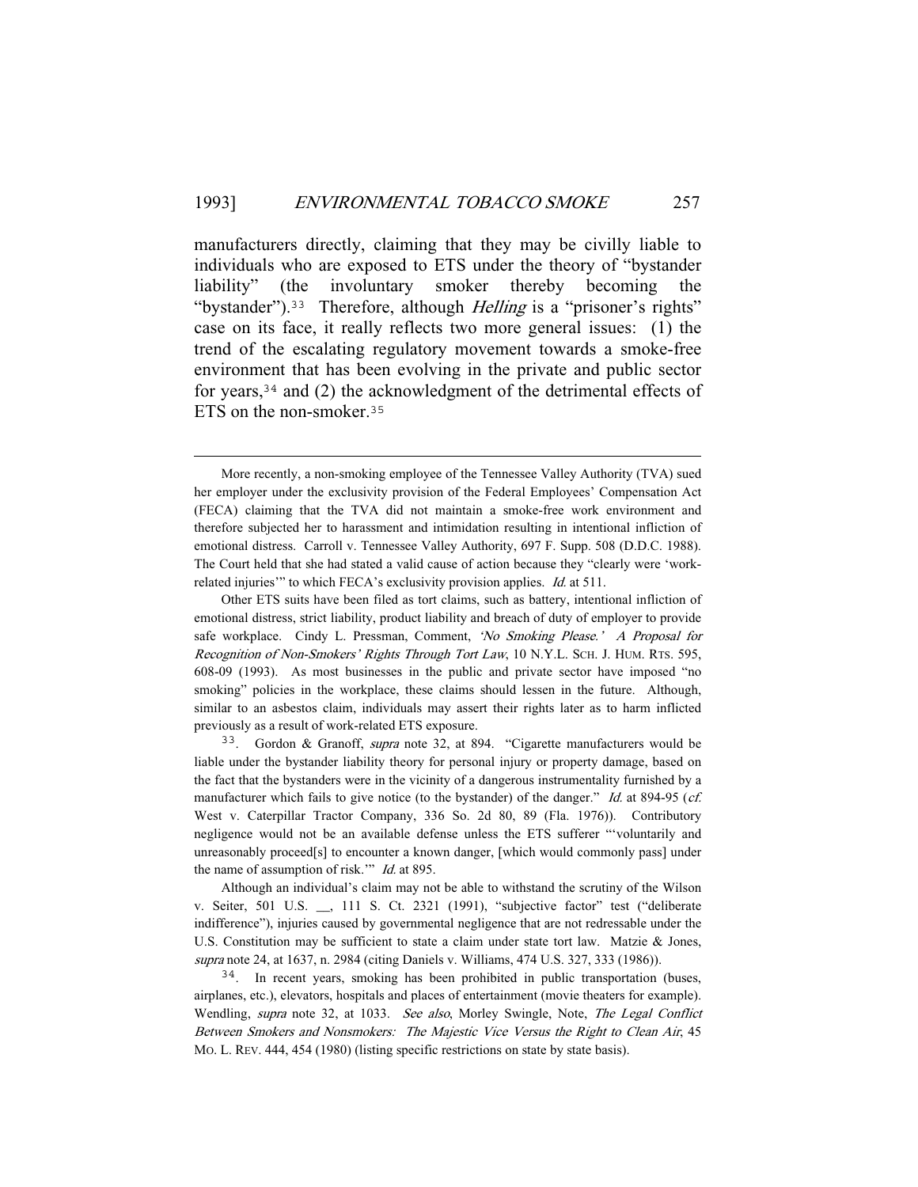manufacturers directly, claiming that they may be civilly liable to individuals who are exposed to ETS under the theory of "bystander liability" (the involuntary smoker thereby becoming the "bystander").[33] Therefore, although *Helling* is a "prisoner's rights" case on its face, it really reflects two more general issues: (1) the trend of the escalating regulatory movement towards a smoke-free environment that has been evolving in the private and public sector for years,[34] and (2) the acknowledgment of the detrimental effects of ETS on the non-smoker.[35]

---

More recently, a non-smoking employee of the Tennessee Valley Authority (TVA) sued her employer under the exclusivity provision of the Federal Employees' Compensation Act (FECA) claiming that the TVA did not maintain a smoke-free work environment and therefore subjected her to harassment and intimidation resulting in intentional infliction of emotional distress. Carroll v. Tennessee Valley Authority, 697 F. Supp. 508 (D.D.C. 1988). The Court held that she had stated a valid cause of action because they "clearly were 'work-related injuries'" to which FECA's exclusivity provision applies. *Id.* at 511.

Other ETS suits have been filed as tort claims, such as battery, intentional infliction of emotional distress, strict liability, product liability and breach of duty of employer to provide safe workplace. Cindy L. Pressman, Comment, *'No Smoking Please.' A Proposal for Recognition of Non-Smokers' Rights Through Tort Law*, 10 N.Y.L. SCH. J. HUM. RTS. 595, 608-09 (1993). As most businesses in the public and private sector have imposed "no smoking" policies in the workplace, these claims should lessen in the future. Although, similar to an asbestos claim, individuals may assert their rights later as to harm inflicted previously as a result of work-related ETS exposure.

[33]. Gordon & Granoff, *supra* note 32, at 894. "Cigarette manufacturers would be liable under the bystander liability theory for personal injury or property damage, based on the fact that the bystanders were in the vicinity of a dangerous instrumentality furnished by a manufacturer which fails to give notice (to the bystander) of the danger." *Id.* at 894-95 (*cf.* West v. Caterpillar Tractor Company, 336 So. 2d 80, 89 (Fla. 1976)). Contributory negligence would not be an available defense unless the ETS sufferer "'voluntarily and unreasonably proceed[s] to encounter a known danger, [which would commonly pass] under the name of assumption of risk.'" *Id.* at 895.

Although an individual's claim may not be able to withstand the scrutiny of the Wilson v. Seiter, 501 U.S. __, 111 S. Ct. 2321 (1991), "subjective factor" test ("deliberate indifference"), injuries caused by governmental negligence that are not redressable under the U.S. Constitution may be sufficient to state a claim under state tort law. Matzie & Jones, *supra* note 24, at 1637, n. 2984 (citing Daniels v. Williams, 474 U.S. 327, 333 (1986)).

[34]. In recent years, smoking has been prohibited in public transportation (buses, airplanes, etc.), elevators, hospitals and places of entertainment (movie theaters for example). Wendling, *supra* note 32, at 1033. *See also*, Morley Swingle, Note, *The Legal Conflict Between Smokers and Nonsmokers: The Majestic Vice Versus the Right to Clean Air*, 45 MO. L. REV. 444, 454 (1980) (listing specific restrictions on state by state basis).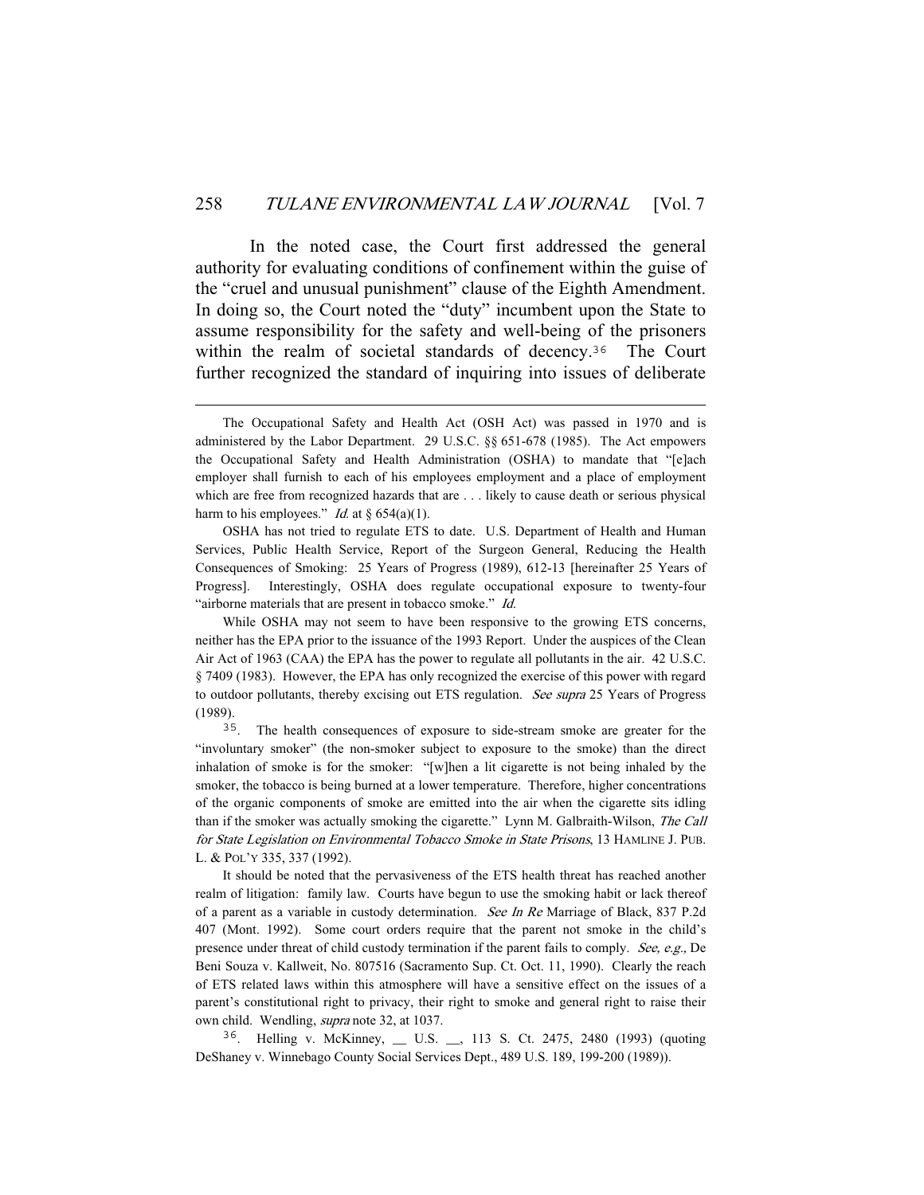In the noted case, the Court first addressed the general authority for evaluating conditions of confinement within the guise of the "cruel and unusual punishment" clause of the Eighth Amendment. In doing so, the Court noted the "duty" incumbent upon the State to assume responsibility for the safety and well-being of the prisoners within the realm of societal standards of decency.[36] The Court further recognized the standard of inquiring into issues of deliberate

---

The Occupational Safety and Health Act (OSH Act) was passed in 1970 and is administered by the Labor Department. 29 U.S.C. §§ 651-678 (1985). The Act empowers the Occupational Safety and Health Administration (OSHA) to mandate that "[e]ach employer shall furnish to each of his employees employment and a place of employment which are free from recognized hazards that are . . . likely to cause death or serious physical harm to his employees." *Id.* at § 654(a)(1).

OSHA has not tried to regulate ETS to date. U.S. Department of Health and Human Services, Public Health Service, Report of the Surgeon General, Reducing the Health Consequences of Smoking: 25 Years of Progress (1989), 612-13 [hereinafter 25 Years of Progress]. Interestingly, OSHA does regulate occupational exposure to twenty-four "airborne materials that are present in tobacco smoke." *Id.*

While OSHA may not seem to have been responsive to the growing ETS concerns, neither has the EPA prior to the issuance of the 1993 Report. Under the auspices of the Clean Air Act of 1963 (CAA) the EPA has the power to regulate all pollutants in the air. 42 U.S.C. § 7409 (1983). However, the EPA has only recognized the exercise of this power with regard to outdoor pollutants, thereby excising out ETS regulation. *See supra* 25 Years of Progress (1989).

[35]. The health consequences of exposure to side-stream smoke are greater for the "involuntary smoker" (the non-smoker subject to exposure to the smoke) than the direct inhalation of smoke is for the smoker: "[w]hen a lit cigarette is not being inhaled by the smoker, the tobacco is being burned at a lower temperature. Therefore, higher concentrations of the organic components of smoke are emitted into the air when the cigarette sits idling than if the smoker was actually smoking the cigarette." Lynn M. Galbraith-Wilson, *The Call for State Legislation on Environmental Tobacco Smoke in State Prisons*, 13 HAMLINE J. PUB. L. & POL'Y 335, 337 (1992).

It should be noted that the pervasiveness of the ETS health threat has reached another realm of litigation: family law. Courts have begun to use the smoking habit or lack thereof of a parent as a variable in custody determination. *See In Re* Marriage of Black, 837 P.2d 407 (Mont. 1992). Some court orders require that the parent not smoke in the child's presence under threat of child custody termination if the parent fails to comply. *See, e.g.,* De Beni Souza v. Kallweit, No. 807516 (Sacramento Sup. Ct. Oct. 11, 1990). Clearly the reach of ETS related laws within this atmosphere will have a sensitive effect on the issues of a parent's constitutional right to privacy, their right to smoke and general right to raise their own child. Wendling, *supra* note 32, at 1037.

[36]. Helling v. McKinney, __ U.S. __, 113 S. Ct. 2475, 2480 (1993) (quoting DeShaney v. Winnebago County Social Services Dept., 489 U.S. 189, 199-200 (1989)).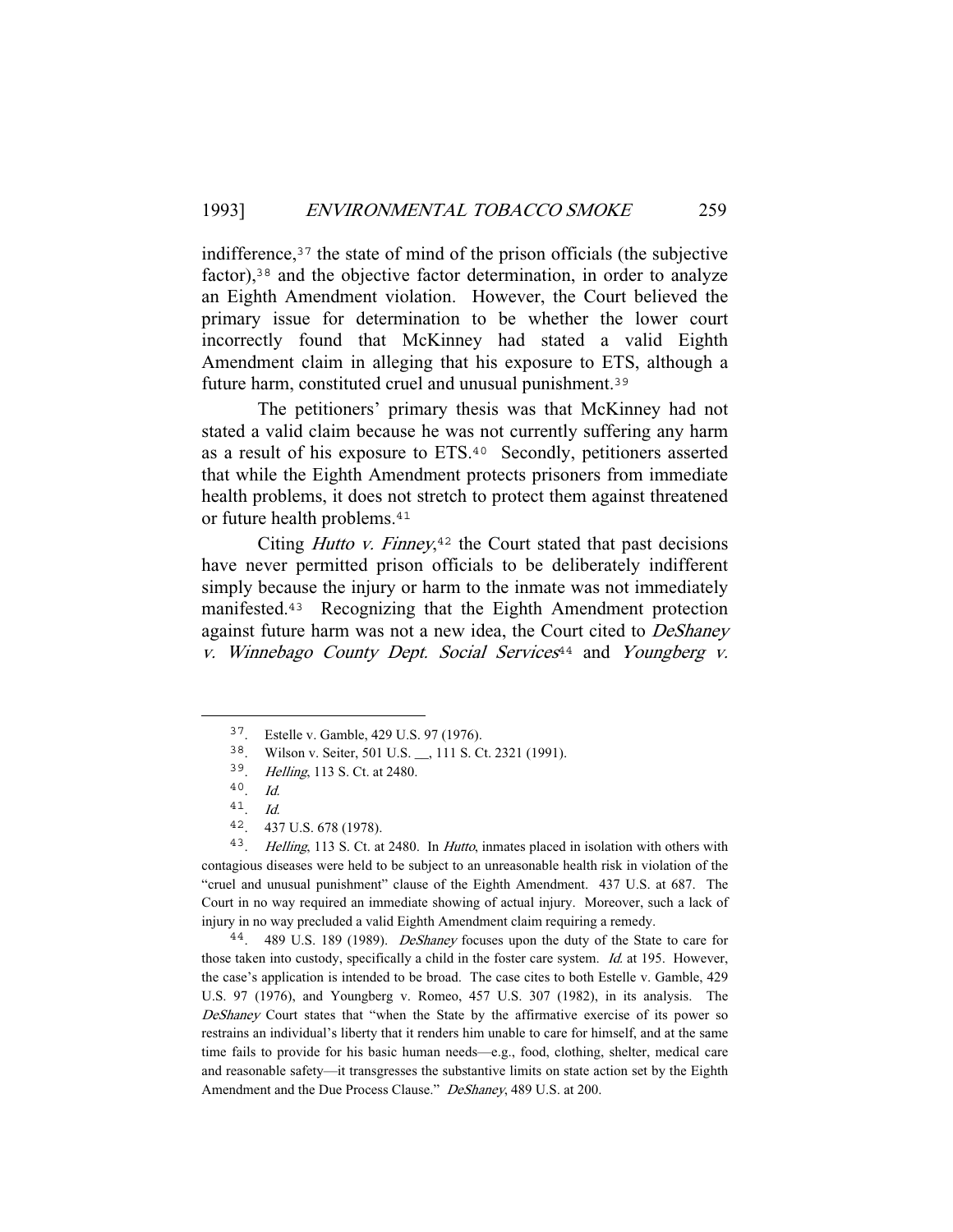indifference,[37] the state of mind of the prison officials (the subjective factor),[38] and the objective factor determination, in order to analyze an Eighth Amendment violation. However, the Court believed the primary issue for determination to be whether the lower court incorrectly found that McKinney had stated a valid Eighth Amendment claim in alleging that his exposure to ETS, although a future harm, constituted cruel and unusual punishment.[39]

The petitioners' primary thesis was that McKinney had not stated a valid claim because he was not currently suffering any harm as a result of his exposure to ETS.[40] Secondly, petitioners asserted that while the Eighth Amendment protects prisoners from immediate health problems, it does not stretch to protect them against threatened or future health problems.[41]

Citing *Hutto v. Finney*,[42] the Court stated that past decisions have never permitted prison officials to be deliberately indifferent simply because the injury or harm to the inmate was not immediately manifested.[43] Recognizing that the Eighth Amendment protection against future harm was not a new idea, the Court cited to *DeShaney v. Winnebago County Dept. Social Services*[44] and *Youngberg v.*

---

[37]. Estelle v. Gamble, 429 U.S. 97 (1976).

[38]. Wilson v. Seiter, 501 U.S. __, 111 S. Ct. 2321 (1991).

[39]. *Helling*, 113 S. Ct. at 2480.

[40]. *Id.*

[41]. *Id.*

[42]. 437 U.S. 678 (1978).

[43]. *Helling*, 113 S. Ct. at 2480. In *Hutto*, inmates placed in isolation with others with contagious diseases were held to be subject to an unreasonable health risk in violation of the "cruel and unusual punishment" clause of the Eighth Amendment. 437 U.S. at 687. The Court in no way required an immediate showing of actual injury. Moreover, such a lack of injury in no way precluded a valid Eighth Amendment claim requiring a remedy.

[44]. 489 U.S. 189 (1989). *DeShaney* focuses upon the duty of the State to care for those taken into custody, specifically a child in the foster care system. *Id.* at 195. However, the case's application is intended to be broad. The case cites to both Estelle v. Gamble, 429 U.S. 97 (1976), and Youngberg v. Romeo, 457 U.S. 307 (1982), in its analysis. The *DeShaney* Court states that "when the State by the affirmative exercise of its power so restrains an individual's liberty that it renders him unable to care for himself, and at the same time fails to provide for his basic human needs—e.g., food, clothing, shelter, medical care and reasonable safety—it transgresses the substantive limits on state action set by the Eighth Amendment and the Due Process Clause." *DeShaney*, 489 U.S. at 200.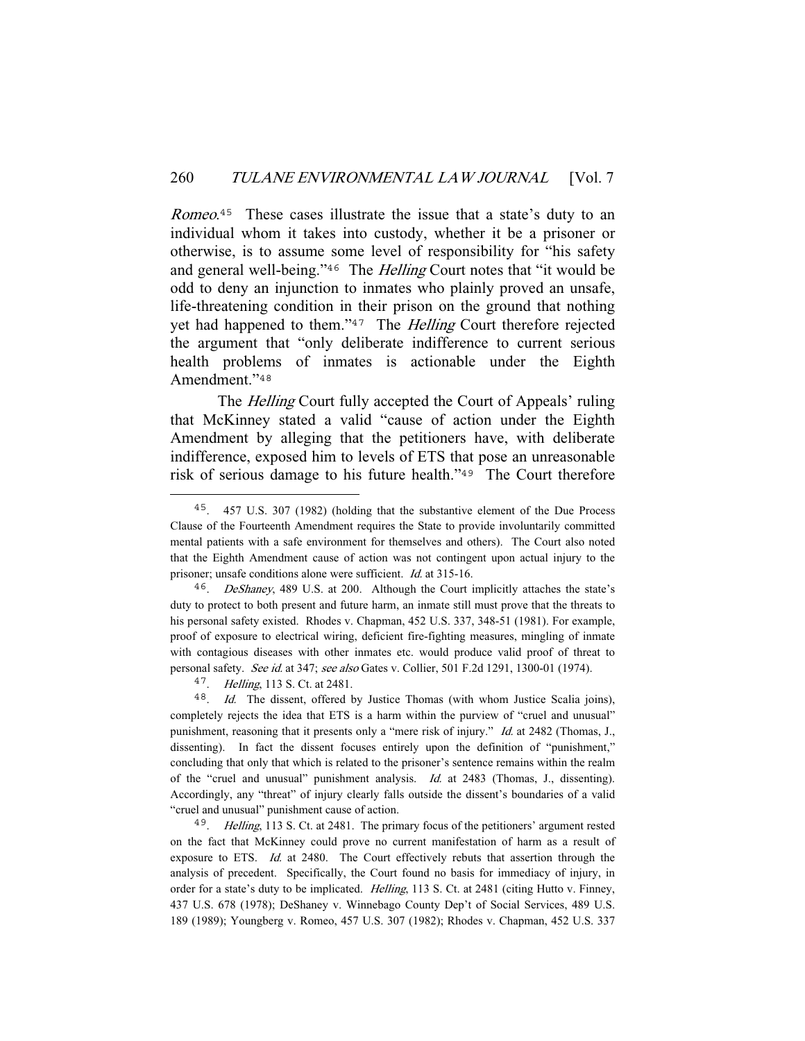*Romeo*.[45] These cases illustrate the issue that a state's duty to an individual whom it takes into custody, whether it be a prisoner or otherwise, is to assume some level of responsibility for "his safety and general well-being."[46] The *Helling* Court notes that "it would be odd to deny an injunction to inmates who plainly proved an unsafe, life-threatening condition in their prison on the ground that nothing yet had happened to them."[47] The *Helling* Court therefore rejected the argument that "only deliberate indifference to current serious health problems of inmates is actionable under the Eighth Amendment."[48]

The *Helling* Court fully accepted the Court of Appeals' ruling that McKinney stated a valid "cause of action under the Eighth Amendment by alleging that the petitioners have, with deliberate indifference, exposed him to levels of ETS that pose an unreasonable risk of serious damage to his future health."[49] The Court therefore

---

45. 457 U.S. 307 (1982) (holding that the substantive element of the Due Process Clause of the Fourteenth Amendment requires the State to provide involuntarily committed mental patients with a safe environment for themselves and others). The Court also noted that the Eighth Amendment cause of action was not contingent upon actual injury to the prisoner; unsafe conditions alone were sufficient. *Id.* at 315-16.

46. *DeShaney*, 489 U.S. at 200. Although the Court implicitly attaches the state's duty to protect to both present and future harm, an inmate still must prove that the threats to his personal safety existed. Rhodes v. Chapman, 452 U.S. 337, 348-51 (1981). For example, proof of exposure to electrical wiring, deficient fire-fighting measures, mingling of inmate with contagious diseases with other inmates etc. would produce valid proof of threat to personal safety. *See id.* at 347; *see also* Gates v. Collier, 501 F.2d 1291, 1300-01 (1974).

47. *Helling*, 113 S. Ct. at 2481.

48. *Id.* The dissent, offered by Justice Thomas (with whom Justice Scalia joins), completely rejects the idea that ETS is a harm within the purview of "cruel and unusual" punishment, reasoning that it presents only a "mere risk of injury." *Id.* at 2482 (Thomas, J., dissenting). In fact the dissent focuses entirely upon the definition of "punishment," concluding that only that which is related to the prisoner's sentence remains within the realm of the "cruel and unusual" punishment analysis. *Id.* at 2483 (Thomas, J., dissenting). Accordingly, any "threat" of injury clearly falls outside the dissent's boundaries of a valid "cruel and unusual" punishment cause of action.

49. *Helling*, 113 S. Ct. at 2481. The primary focus of the petitioners' argument rested on the fact that McKinney could prove no current manifestation of harm as a result of exposure to ETS. *Id.* at 2480. The Court effectively rebuts that assertion through the analysis of precedent. Specifically, the Court found no basis for immediacy of injury, in order for a state's duty to be implicated. *Helling*, 113 S. Ct. at 2481 (citing Hutto v. Finney, 437 U.S. 678 (1978); DeShaney v. Winnebago County Dep't of Social Services, 489 U.S. 189 (1989); Youngberg v. Romeo, 457 U.S. 307 (1982); Rhodes v. Chapman, 452 U.S. 337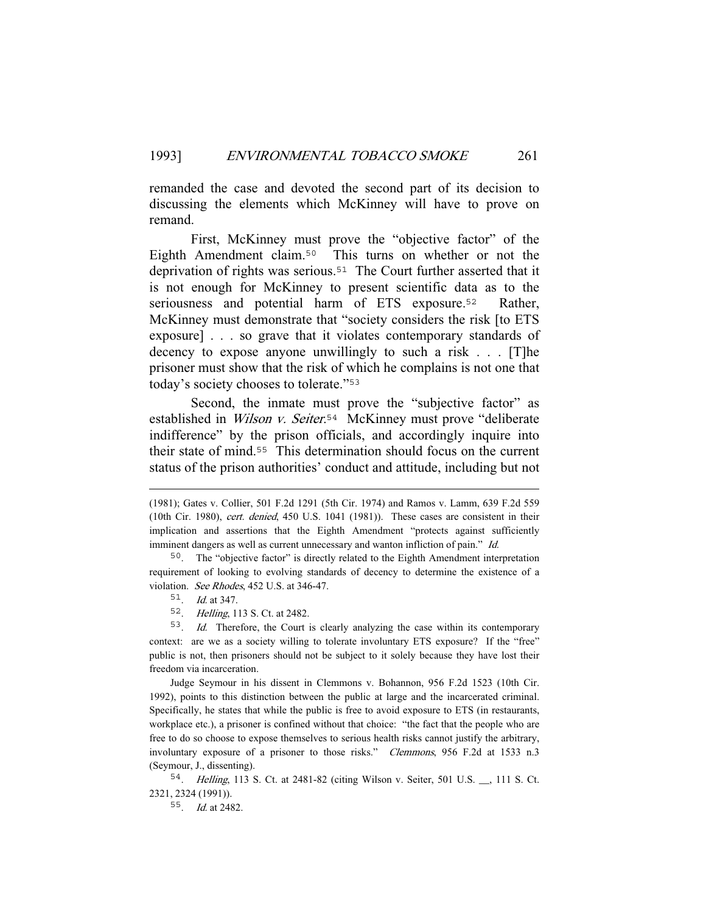remanded the case and devoted the second part of its decision to discussing the elements which McKinney will have to prove on remand.

First, McKinney must prove the "objective factor" of the Eighth Amendment claim.[50] This turns on whether or not the deprivation of rights was serious.[51] The Court further asserted that it is not enough for McKinney to present scientific data as to the seriousness and potential harm of ETS exposure.[52] Rather, McKinney must demonstrate that "society considers the risk [to ETS exposure] . . . so grave that it violates contemporary standards of decency to expose anyone unwillingly to such a risk . . . [T]he prisoner must show that the risk of which he complains is not one that today's society chooses to tolerate."[53]

Second, the inmate must prove the "subjective factor" as established in *Wilson v. Seiter*.[54] McKinney must prove "deliberate indifference" by the prison officials, and accordingly inquire into their state of mind.[55] This determination should focus on the current status of the prison authorities' conduct and attitude, including but not

---

(1981); Gates v. Collier, 501 F.2d 1291 (5th Cir. 1974) and Ramos v. Lamm, 639 F.2d 559 (10th Cir. 1980), *cert. denied*, 450 U.S. 1041 (1981)). These cases are consistent in their implication and assertions that the Eighth Amendment "protects against sufficiently imminent dangers as well as current unnecessary and wanton infliction of pain." *Id.*

50. The "objective factor" is directly related to the Eighth Amendment interpretation requirement of looking to evolving standards of decency to determine the existence of a violation. *See Rhodes*, 452 U.S. at 346-47.

51. *Id.* at 347.

52. *Helling*, 113 S. Ct. at 2482.

53. *Id.* Therefore, the Court is clearly analyzing the case within its contemporary context: are we as a society willing to tolerate involuntary ETS exposure? If the "free" public is not, then prisoners should not be subject to it solely because they have lost their freedom via incarceration.

Judge Seymour in his dissent in Clemmons v. Bohannon, 956 F.2d 1523 (10th Cir. 1992), points to this distinction between the public at large and the incarcerated criminal. Specifically, he states that while the public is free to avoid exposure to ETS (in restaurants, workplace etc.), a prisoner is confined without that choice: "the fact that the people who are free to do so choose to expose themselves to serious health risks cannot justify the arbitrary, involuntary exposure of a prisoner to those risks." *Clemmons*, 956 F.2d at 1533 n.3 (Seymour, J., dissenting).

54. *Helling*, 113 S. Ct. at 2481-82 (citing Wilson v. Seiter, 501 U.S. __, 111 S. Ct. 2321, 2324 (1991)).

55. *Id.* at 2482.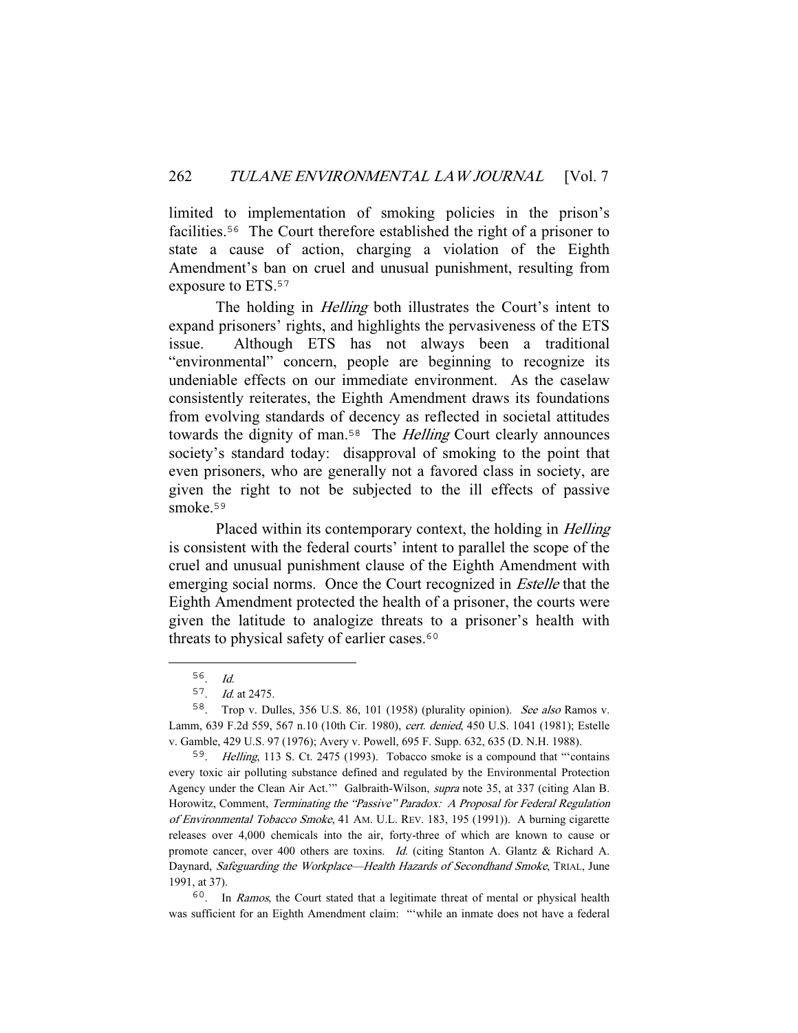limited to implementation of smoking policies in the prison's facilities.[56] The Court therefore established the right of a prisoner to state a cause of action, charging a violation of the Eighth Amendment's ban on cruel and unusual punishment, resulting from exposure to ETS.[57]

The holding in *Helling* both illustrates the Court's intent to expand prisoners' rights, and highlights the pervasiveness of the ETS issue. Although ETS has not always been a traditional "environmental" concern, people are beginning to recognize its undeniable effects on our immediate environment. As the caselaw consistently reiterates, the Eighth Amendment draws its foundations from evolving standards of decency as reflected in societal attitudes towards the dignity of man.[58] The *Helling* Court clearly announces society's standard today: disapproval of smoking to the point that even prisoners, who are generally not a favored class in society, are given the right to not be subjected to the ill effects of passive smoke.[59]

Placed within its contemporary context, the holding in *Helling* is consistent with the federal courts' intent to parallel the scope of the cruel and unusual punishment clause of the Eighth Amendment with emerging social norms. Once the Court recognized in *Estelle* that the Eighth Amendment protected the health of a prisoner, the courts were given the latitude to analogize threats to a prisoner's health with threats to physical safety of earlier cases.[60]

---

56. *Id.*

57. *Id.* at 2475.

58. Trop v. Dulles, 356 U.S. 86, 101 (1958) (plurality opinion). *See also* Ramos v. Lamm, 639 F.2d 559, 567 n.10 (10th Cir. 1980), *cert. denied*, 450 U.S. 1041 (1981); Estelle v. Gamble, 429 U.S. 97 (1976); Avery v. Powell, 695 F. Supp. 632, 635 (D. N.H. 1988).

59. *Helling*, 113 S. Ct. 2475 (1993). Tobacco smoke is a compound that "'contains every toxic air polluting substance defined and regulated by the Environmental Protection Agency under the Clean Air Act.'" Galbraith-Wilson, *supra* note 35, at 337 (citing Alan B. Horowitz, Comment, *Terminating the "Passive" Paradox: A Proposal for Federal Regulation of Environmental Tobacco Smoke*, 41 AM. U.L. REV. 183, 195 (1991)). A burning cigarette releases over 4,000 chemicals into the air, forty-three of which are known to cause or promote cancer, over 400 others are toxins. *Id.* (citing Stanton A. Glantz & Richard A. Daynard, *Safeguarding the Workplace—Health Hazards of Secondhand Smoke*, TRIAL, June 1991, at 37).

60. In *Ramos*, the Court stated that a legitimate threat of mental or physical health was sufficient for an Eighth Amendment claim: "'while an inmate does not have a federal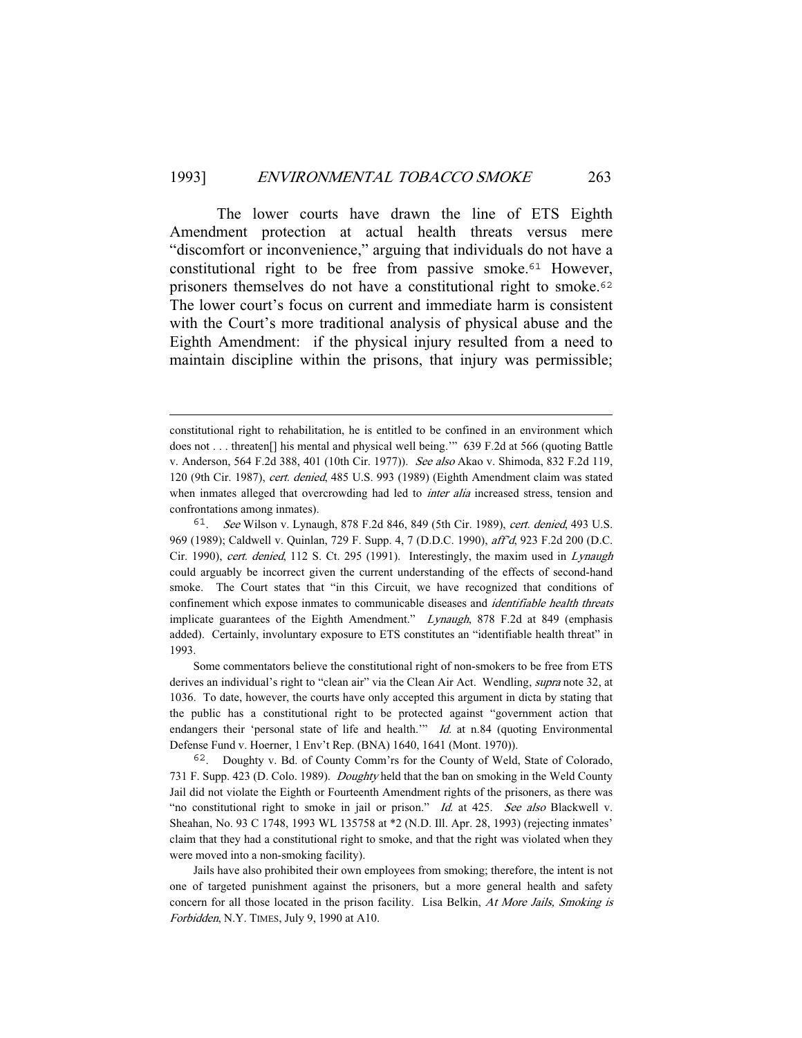The lower courts have drawn the line of ETS Eighth Amendment protection at actual health threats versus mere "discomfort or inconvenience," arguing that individuals do not have a constitutional right to be free from passive smoke.[61] However, prisoners themselves do not have a constitutional right to smoke.[62] The lower court's focus on current and immediate harm is consistent with the Court's more traditional analysis of physical abuse and the Eighth Amendment: if the physical injury resulted from a need to maintain discipline within the prisons, that injury was permissible;

---

constitutional right to rehabilitation, he is entitled to be confined in an environment which does not . . . threaten[] his mental and physical well being.'" 639 F.2d at 566 (quoting Battle v. Anderson, 564 F.2d 388, 401 (10th Cir. 1977)). *See also* Akao v. Shimoda, 832 F.2d 119, 120 (9th Cir. 1987), *cert. denied*, 485 U.S. 993 (1989) (Eighth Amendment claim was stated when inmates alleged that overcrowding had led to *inter alia* increased stress, tension and confrontations among inmates).

61. *See* Wilson v. Lynaugh, 878 F.2d 846, 849 (5th Cir. 1989), *cert. denied*, 493 U.S. 969 (1989); Caldwell v. Quinlan, 729 F. Supp. 4, 7 (D.D.C. 1990), *aff'd*, 923 F.2d 200 (D.C. Cir. 1990), *cert. denied*, 112 S. Ct. 295 (1991). Interestingly, the maxim used in *Lynaugh* could arguably be incorrect given the current understanding of the effects of second-hand smoke. The Court states that "in this Circuit, we have recognized that conditions of confinement which expose inmates to communicable diseases and *identifiable health threats* implicate guarantees of the Eighth Amendment." *Lynaugh*, 878 F.2d at 849 (emphasis added). Certainly, involuntary exposure to ETS constitutes an "identifiable health threat" in 1993.

Some commentators believe the constitutional right of non-smokers to be free from ETS derives an individual's right to "clean air" via the Clean Air Act. Wendling, *supra* note 32, at 1036. To date, however, the courts have only accepted this argument in dicta by stating that the public has a constitutional right to be protected against "government action that endangers their 'personal state of life and health.'" *Id.* at n.84 (quoting Environmental Defense Fund v. Hoerner, 1 Env't Rep. (BNA) 1640, 1641 (Mont. 1970)).

62. Doughty v. Bd. of County Comm'rs for the County of Weld, State of Colorado, 731 F. Supp. 423 (D. Colo. 1989). *Doughty* held that the ban on smoking in the Weld County Jail did not violate the Eighth or Fourteenth Amendment rights of the prisoners, as there was "no constitutional right to smoke in jail or prison." *Id.* at 425. *See also* Blackwell v. Sheahan, No. 93 C 1748, 1993 WL 135758 at *2 (N.D. Ill. Apr. 28, 1993) (rejecting inmates' claim that they had a constitutional right to smoke, and that the right was violated when they were moved into a non-smoking facility).

Jails have also prohibited their own employees from smoking; therefore, the intent is not one of targeted punishment against the prisoners, but a more general health and safety concern for all those located in the prison facility. Lisa Belkin, *At More Jails, Smoking is Forbidden*, N.Y. TIMES, July 9, 1990 at A10.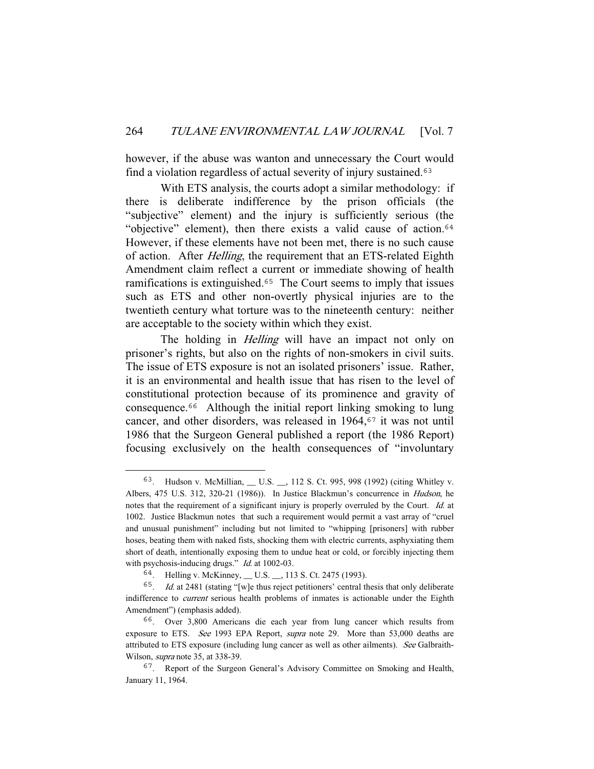however, if the abuse was wanton and unnecessary the Court would find a violation regardless of actual severity of injury sustained.[63]

With ETS analysis, the courts adopt a similar methodology: if there is deliberate indifference by the prison officials (the "subjective" element) and the injury is sufficiently serious (the "objective" element), then there exists a valid cause of action.[64] However, if these elements have not been met, there is no such cause of action. After *Helling*, the requirement that an ETS-related Eighth Amendment claim reflect a current or immediate showing of health ramifications is extinguished.[65] The Court seems to imply that issues such as ETS and other non-overtly physical injuries are to the twentieth century what torture was to the nineteenth century: neither are acceptable to the society within which they exist.

The holding in *Helling* will have an impact not only on prisoner's rights, but also on the rights of non-smokers in civil suits. The issue of ETS exposure is not an isolated prisoners' issue. Rather, it is an environmental and health issue that has risen to the level of constitutional protection because of its prominence and gravity of consequence.[66] Although the initial report linking smoking to lung cancer, and other disorders, was released in 1964,[67] it was not until 1986 that the Surgeon General published a report (the 1986 Report) focusing exclusively on the health consequences of "involuntary

---

63. Hudson v. McMillian, __ U.S. __, 112 S. Ct. 995, 998 (1992) (citing Whitley v. Albers, 475 U.S. 312, 320-21 (1986)). In Justice Blackmun's concurrence in *Hudson*, he notes that the requirement of a significant injury is properly overruled by the Court. *Id.* at 1002. Justice Blackmun notes that such a requirement would permit a vast array of "cruel and unusual punishment" including but not limited to "whipping [prisoners] with rubber hoses, beating them with naked fists, shocking them with electric currents, asphyxiating them short of death, intentionally exposing them to undue heat or cold, or forcibly injecting them with psychosis-inducing drugs." *Id.* at 1002-03.

64. Helling v. McKinney, __ U.S. __, 113 S. Ct. 2475 (1993).

65. *Id.* at 2481 (stating "[w]e thus reject petitioners' central thesis that only deliberate indifference to *current* serious health problems of inmates is actionable under the Eighth Amendment") (emphasis added).

66. Over 3,800 Americans die each year from lung cancer which results from exposure to ETS. *See* 1993 EPA Report, *supra* note 29. More than 53,000 deaths are attributed to ETS exposure (including lung cancer as well as other ailments). *See* Galbraith-Wilson, *supra* note 35, at 338-39.

67. Report of the Surgeon General's Advisory Committee on Smoking and Health, January 11, 1964.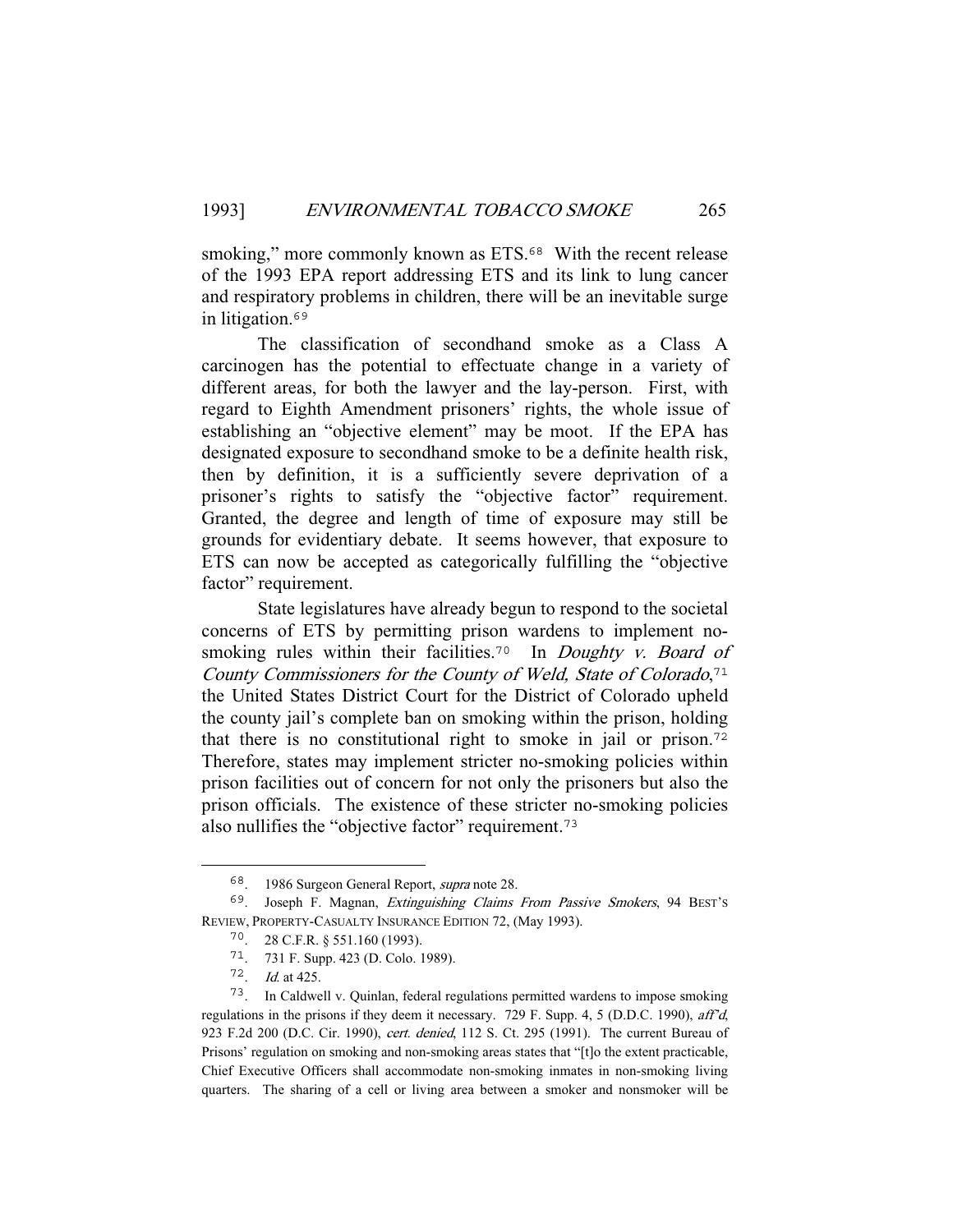smoking," more commonly known as ETS.[68] With the recent release of the 1993 EPA report addressing ETS and its link to lung cancer and respiratory problems in children, there will be an inevitable surge in litigation.[69]

The classification of secondhand smoke as a Class A carcinogen has the potential to effectuate change in a variety of different areas, for both the lawyer and the lay-person. First, with regard to Eighth Amendment prisoners' rights, the whole issue of establishing an "objective element" may be moot. If the EPA has designated exposure to secondhand smoke to be a definite health risk, then by definition, it is a sufficiently severe deprivation of a prisoner's rights to satisfy the "objective factor" requirement. Granted, the degree and length of time of exposure may still be grounds for evidentiary debate. It seems however, that exposure to ETS can now be accepted as categorically fulfilling the "objective factor" requirement.

State legislatures have already begun to respond to the societal concerns of ETS by permitting prison wardens to implement no-smoking rules within their facilities.[70] In *Doughty v. Board of County Commissioners for the County of Weld, State of Colorado*,[71] the United States District Court for the District of Colorado upheld the county jail's complete ban on smoking within the prison, holding that there is no constitutional right to smoke in jail or prison.[72] Therefore, states may implement stricter no-smoking policies within prison facilities out of concern for not only the prisoners but also the prison officials. The existence of these stricter no-smoking policies also nullifies the "objective factor" requirement.[73]

---

68. 1986 Surgeon General Report, *supra* note 28.

69. Joseph F. Magnan, *Extinguishing Claims From Passive Smokers*, 94 BEST'S REVIEW, PROPERTY-CASUALTY INSURANCE EDITION 72, (May 1993).

70. 28 C.F.R. § 551.160 (1993).

71. 731 F. Supp. 423 (D. Colo. 1989).

72. *Id.* at 425.

73. In Caldwell v. Quinlan, federal regulations permitted wardens to impose smoking regulations in the prisons if they deem it necessary. 729 F. Supp. 4, 5 (D.D.C. 1990), *aff'd*, 923 F.2d 200 (D.C. Cir. 1990), *cert. denied*, 112 S. Ct. 295 (1991). The current Bureau of Prisons' regulation on smoking and non-smoking areas states that "[t]o the extent practicable, Chief Executive Officers shall accommodate non-smoking inmates in non-smoking living quarters. The sharing of a cell or living area between a smoker and nonsmoker will be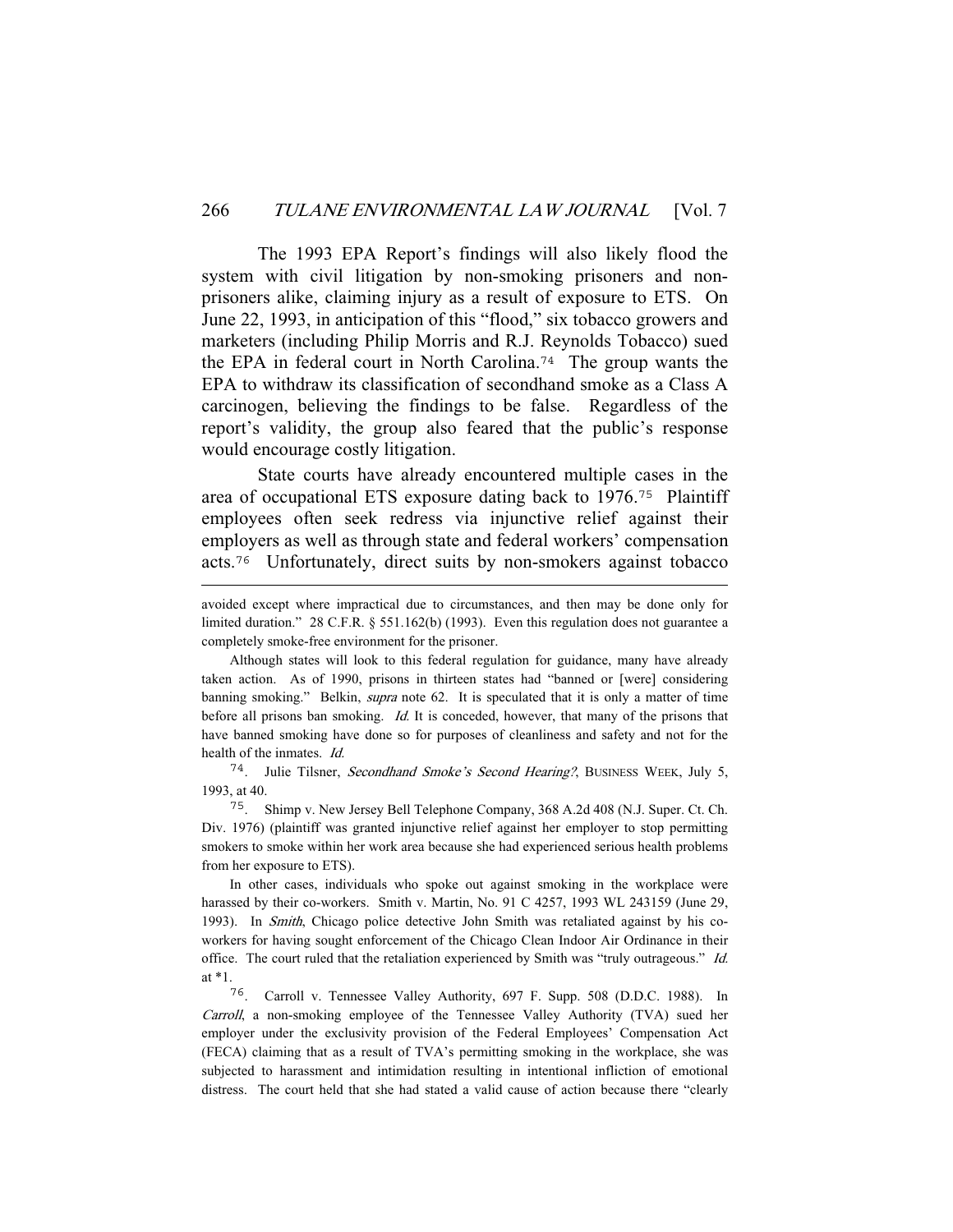The 1993 EPA Report's findings will also likely flood the system with civil litigation by non-smoking prisoners and non-prisoners alike, claiming injury as a result of exposure to ETS. On June 22, 1993, in anticipation of this "flood," six tobacco growers and marketers (including Philip Morris and R.J. Reynolds Tobacco) sued the EPA in federal court in North Carolina.[74] The group wants the EPA to withdraw its classification of secondhand smoke as a Class A carcinogen, believing the findings to be false. Regardless of the report's validity, the group also feared that the public's response would encourage costly litigation.

State courts have already encountered multiple cases in the area of occupational ETS exposure dating back to 1976.[75] Plaintiff employees often seek redress via injunctive relief against their employers as well as through state and federal workers' compensation acts.[76] Unfortunately, direct suits by non-smokers against tobacco

---

avoided except where impractical due to circumstances, and then may be done only for limited duration." 28 C.F.R. § 551.162(b) (1993). Even this regulation does not guarantee a completely smoke-free environment for the prisoner.

Although states will look to this federal regulation for guidance, many have already taken action. As of 1990, prisons in thirteen states had "banned or [were] considering banning smoking." Belkin, *supra* note 62. It is speculated that it is only a matter of time before all prisons ban smoking. *Id.* It is conceded, however, that many of the prisons that have banned smoking have done so for purposes of cleanliness and safety and not for the health of the inmates. *Id.*

74. Julie Tilsner, *Secondhand Smoke's Second Hearing?*, BUSINESS WEEK, July 5, 1993, at 40.

75. Shimp v. New Jersey Bell Telephone Company, 368 A.2d 408 (N.J. Super. Ct. Ch. Div. 1976) (plaintiff was granted injunctive relief against her employer to stop permitting smokers to smoke within her work area because she had experienced serious health problems from her exposure to ETS).

In other cases, individuals who spoke out against smoking in the workplace were harassed by their co-workers. Smith v. Martin, No. 91 C 4257, 1993 WL 243159 (June 29, 1993). In *Smith*, Chicago police detective John Smith was retaliated against by his co-workers for having sought enforcement of the Chicago Clean Indoor Air Ordinance in their office. The court ruled that the retaliation experienced by Smith was "truly outrageous." *Id.* at *1.

76. Carroll v. Tennessee Valley Authority, 697 F. Supp. 508 (D.D.C. 1988). In *Carroll*, a non-smoking employee of the Tennessee Valley Authority (TVA) sued her employer under the exclusivity provision of the Federal Employees' Compensation Act (FECA) claiming that as a result of TVA's permitting smoking in the workplace, she was subjected to harassment and intimidation resulting in intentional infliction of emotional distress. The court held that she had stated a valid cause of action because there "clearly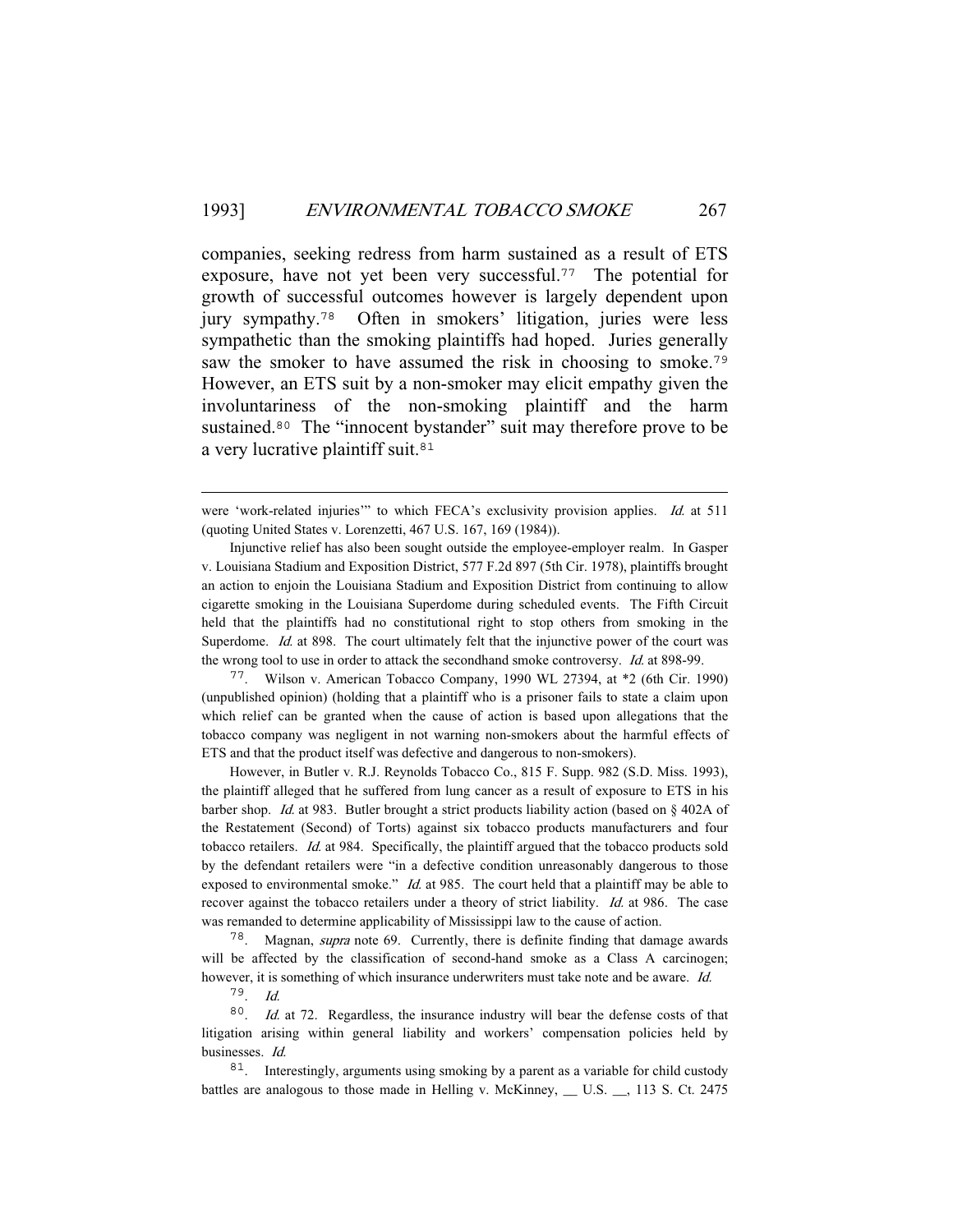companies, seeking redress from harm sustained as a result of ETS exposure, have not yet been very successful.[77] The potential for growth of successful outcomes however is largely dependent upon jury sympathy.[78] Often in smokers' litigation, juries were less sympathetic than the smoking plaintiffs had hoped. Juries generally saw the smoker to have assumed the risk in choosing to smoke.[79] However, an ETS suit by a non-smoker may elicit empathy given the involuntariness of the non-smoking plaintiff and the harm sustained.[80] The "innocent bystander" suit may therefore prove to be a very lucrative plaintiff suit.[81]

---

were 'work-related injuries'" to which FECA's exclusivity provision applies. *Id.* at 511 (quoting United States v. Lorenzetti, 467 U.S. 167, 169 (1984)).

Injunctive relief has also been sought outside the employee-employer realm. In Gasper v. Louisiana Stadium and Exposition District, 577 F.2d 897 (5th Cir. 1978), plaintiffs brought an action to enjoin the Louisiana Stadium and Exposition District from continuing to allow cigarette smoking in the Louisiana Superdome during scheduled events. The Fifth Circuit held that the plaintiffs had no constitutional right to stop others from smoking in the Superdome. *Id.* at 898. The court ultimately felt that the injunctive power of the court was the wrong tool to use in order to attack the secondhand smoke controversy. *Id.* at 898-99.

77. Wilson v. American Tobacco Company, 1990 WL 27394, at *2 (6th Cir. 1990) (unpublished opinion) (holding that a plaintiff who is a prisoner fails to state a claim upon which relief can be granted when the cause of action is based upon allegations that the tobacco company was negligent in not warning non-smokers about the harmful effects of ETS and that the product itself was defective and dangerous to non-smokers).

However, in Butler v. R.J. Reynolds Tobacco Co., 815 F. Supp. 982 (S.D. Miss. 1993), the plaintiff alleged that he suffered from lung cancer as a result of exposure to ETS in his barber shop. *Id.* at 983. Butler brought a strict products liability action (based on § 402A of the Restatement (Second) of Torts) against six tobacco products manufacturers and four tobacco retailers. *Id.* at 984. Specifically, the plaintiff argued that the tobacco products sold by the defendant retailers were "in a defective condition unreasonably dangerous to those exposed to environmental smoke." *Id.* at 985. The court held that a plaintiff may be able to recover against the tobacco retailers under a theory of strict liability. *Id.* at 986. The case was remanded to determine applicability of Mississippi law to the cause of action.

78. Magnan, *supra* note 69. Currently, there is definite finding that damage awards will be affected by the classification of second-hand smoke as a Class A carcinogen; however, it is something of which insurance underwriters must take note and be aware. *Id.*

79. *Id.*

80. *Id.* at 72. Regardless, the insurance industry will bear the defense costs of that litigation arising within general liability and workers' compensation policies held by businesses. *Id.*

81. Interestingly, arguments using smoking by a parent as a variable for child custody battles are analogous to those made in Helling v. McKinney, __ U.S. __, 113 S. Ct. 2475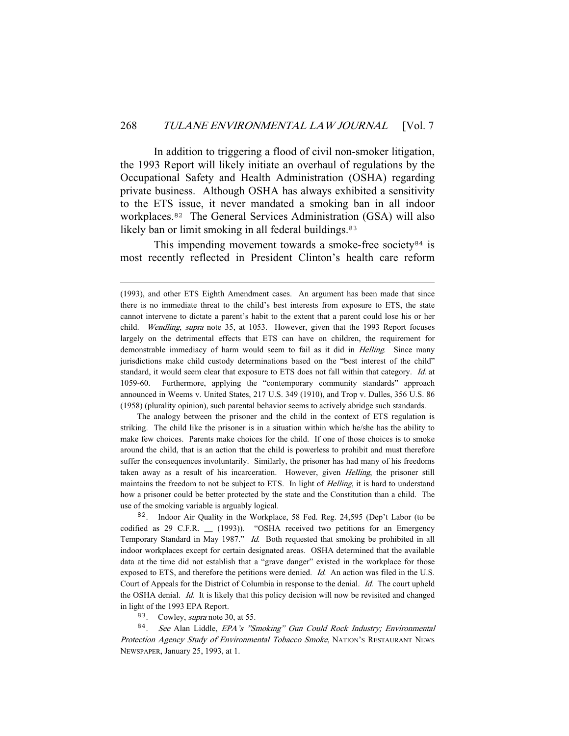In addition to triggering a flood of civil non-smoker litigation, the 1993 Report will likely initiate an overhaul of regulations by the Occupational Safety and Health Administration (OSHA) regarding private business. Although OSHA has always exhibited a sensitivity to the ETS issue, it never mandated a smoking ban in all indoor workplaces.[82] The General Services Administration (GSA) will also likely ban or limit smoking in all federal buildings.[83]

This impending movement towards a smoke-free society[84] is most recently reflected in President Clinton's health care reform

---

(1993), and other ETS Eighth Amendment cases. An argument has been made that since there is no immediate threat to the child's best interests from exposure to ETS, the state cannot intervene to dictate a parent's habit to the extent that a parent could lose his or her child. *Wendling*, *supra* note 35, at 1053. However, given that the 1993 Report focuses largely on the detrimental effects that ETS can have on children, the requirement for demonstrable immediacy of harm would seem to fail as it did in *Helling*. Since many jurisdictions make child custody determinations based on the "best interest of the child" standard, it would seem clear that exposure to ETS does not fall within that category. *Id.* at 1059-60. Furthermore, applying the "contemporary community standards" approach announced in Weems v. United States, 217 U.S. 349 (1910), and Trop v. Dulles, 356 U.S. 86 (1958) (plurality opinion), such parental behavior seems to actively abridge such standards.

The analogy between the prisoner and the child in the context of ETS regulation is striking. The child like the prisoner is in a situation within which he/she has the ability to make few choices. Parents make choices for the child. If one of those choices is to smoke around the child, that is an action that the child is powerless to prohibit and must therefore suffer the consequences involuntarily. Similarly, the prisoner has had many of his freedoms taken away as a result of his incarceration. However, given *Helling*, the prisoner still maintains the freedom to not be subject to ETS. In light of *Helling*, it is hard to understand how a prisoner could be better protected by the state and the Constitution than a child. The use of the smoking variable is arguably logical.

82. Indoor Air Quality in the Workplace, 58 Fed. Reg. 24,595 (Dep't Labor (to be codified as 29 C.F.R. __ (1993)). "OSHA received two petitions for an Emergency Temporary Standard in May 1987." *Id.* Both requested that smoking be prohibited in all indoor workplaces except for certain designated areas. OSHA determined that the available data at the time did not establish that a "grave danger" existed in the workplace for those exposed to ETS, and therefore the petitions were denied. *Id.* An action was filed in the U.S. Court of Appeals for the District of Columbia in response to the denial. *Id.* The court upheld the OSHA denial. *Id.* It is likely that this policy decision will now be revisited and changed in light of the 1993 EPA Report.

83. Cowley, *supra* note 30, at 55.

84. *See* Alan Liddle, *EPA's "Smoking" Gun Could Rock Industry; Environmental Protection Agency Study of Environmental Tobacco Smoke*, NATION'S RESTAURANT NEWS NEWSPAPER, January 25, 1993, at 1.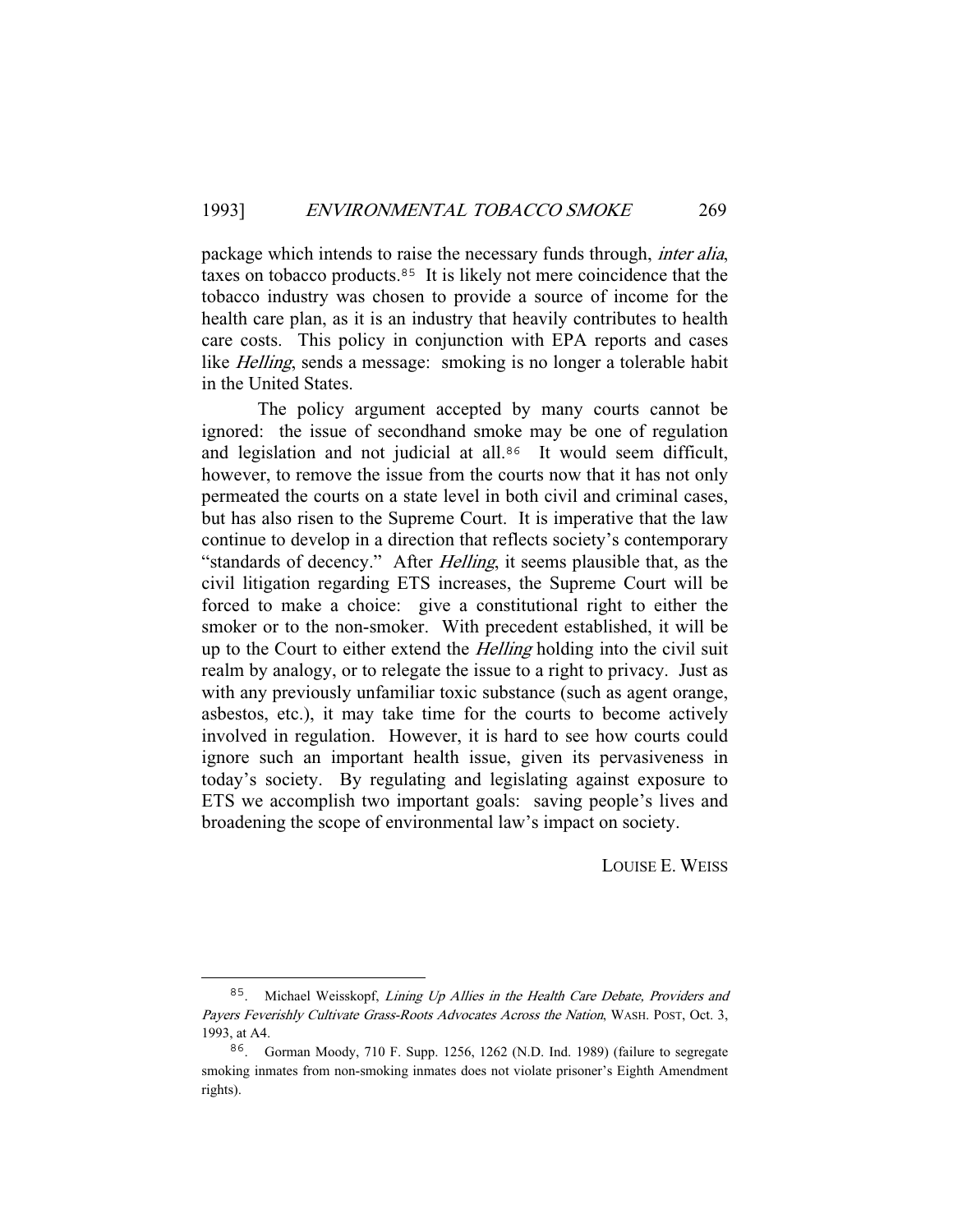package which intends to raise the necessary funds through, *inter alia*, taxes on tobacco products.[85] It is likely not mere coincidence that the tobacco industry was chosen to provide a source of income for the health care plan, as it is an industry that heavily contributes to health care costs. This policy in conjunction with EPA reports and cases like *Helling*, sends a message: smoking is no longer a tolerable habit in the United States.

The policy argument accepted by many courts cannot be ignored: the issue of secondhand smoke may be one of regulation and legislation and not judicial at all.[86] It would seem difficult, however, to remove the issue from the courts now that it has not only permeated the courts on a state level in both civil and criminal cases, but has also risen to the Supreme Court. It is imperative that the law continue to develop in a direction that reflects society's contemporary "standards of decency." After *Helling*, it seems plausible that, as the civil litigation regarding ETS increases, the Supreme Court will be forced to make a choice: give a constitutional right to either the smoker or to the non-smoker. With precedent established, it will be up to the Court to either extend the *Helling* holding into the civil suit realm by analogy, or to relegate the issue to a right to privacy. Just as with any previously unfamiliar toxic substance (such as agent orange, asbestos, etc.), it may take time for the courts to become actively involved in regulation. However, it is hard to see how courts could ignore such an important health issue, given its pervasiveness in today's society. By regulating and legislating against exposure to ETS we accomplish two important goals: saving people's lives and broadening the scope of environmental law's impact on society.

LOUISE E. WEISS

---

85. Michael Weisskopf, *Lining Up Allies in the Health Care Debate, Providers and Payers Feverishly Cultivate Grass-Roots Advocates Across the Nation*, WASH. POST, Oct. 3, 1993, at A4.

86. Gorman Moody, 710 F. Supp. 1256, 1262 (N.D. Ind. 1989) (failure to segregate smoking inmates from non-smoking inmates does not violate prisoner's Eighth Amendment rights).